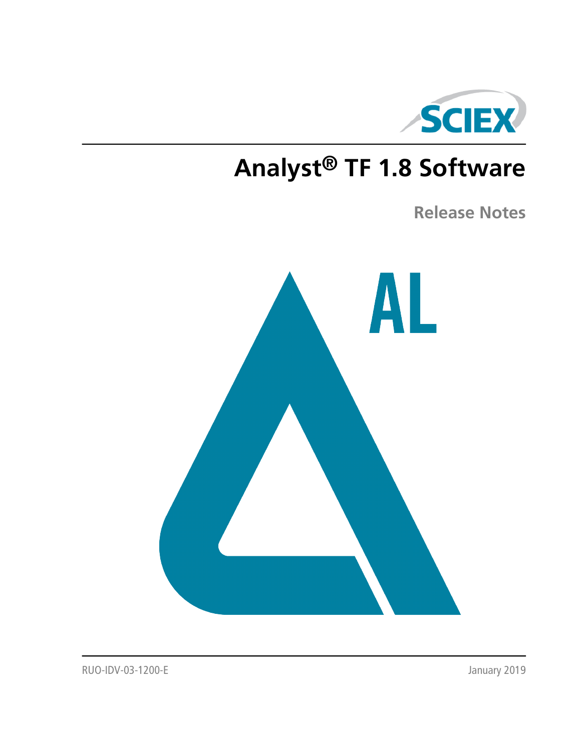# Analyst® TF 1.8 Software

## Release Notes

RUO-IDV-03-1200-E

January 2019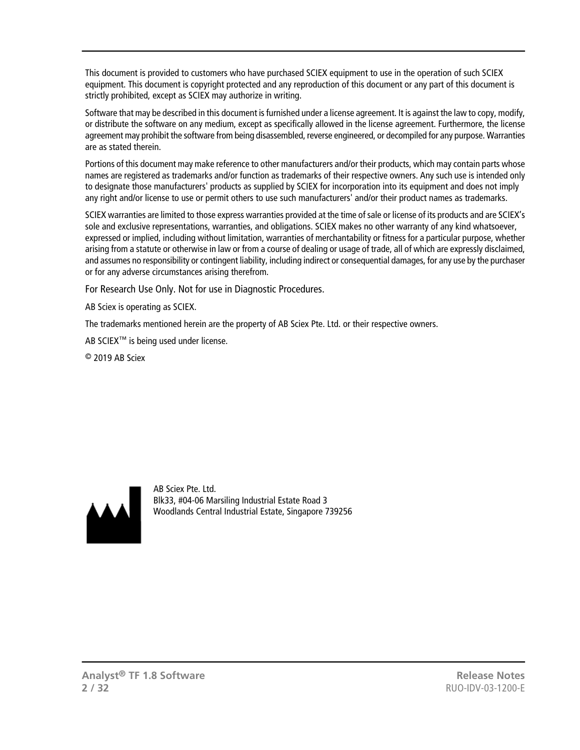This document is provided to customers who have purchased SCIEX equipment to use in the operation of such SCIEX equipment. This document is copyright protected and any reproduction of this document or any part of this document is strictly prohibited, except as SCIEX may authorize in writing.

Software that may be described in this document is furnished under a license agreement. It is against the law to copy, modify, or distribute the software on any medium, except as specifically allowed in the license agreement. Furthermore, the license agreement may prohibit the software from being disassembled, reverse engineered, or decompiled for any purpose. Warranties are as stated therein.

Portions of this document may make reference to other manufacturers and/or their products, which may contain parts whose names are registered as trademarks and/or function as trademarks of their respective owners. Any such use is intended only to designate those manufacturers' products as supplied by SCIEX for incorporation into its equipment and does not imply any right and/or license to use or permit others to use such manufacturers' and/or their product names as trademarks.

SCIEX warranties are limited to those express warranties provided at the time of sale or license of its products and are SCIEX's sole and exclusive representations, warranties, and obligations. SCIEX makes no other warranty of any kind whatsoever, expressed or implied, including without limitation, warranties of merchantability or fitness for a particular purpose, whether arising from a statute or otherwise in law or from a course of dealing or usage of trade, all of which are expressly disclaimed, and assumes no responsibility or contingent liability, including indirect or consequential damages, for any use by the purchaser or for any adverse circumstances arising therefrom.

For Research Use Only. Not for use in Diagnostic Procedures.

AB Sciex is operating as SCIEX.

The trademarks mentioned herein are the property of AB Sciex Pte. Ltd. or their respective owners.

AB SCIEX™ is being used under license.

© 2019 AB Sciex

AB Sciex Pte. Ltd.
Blk33, #04-06 Marsiling Industrial Estate Road 3
Woodlands Central Industrial Estate, Singapore 739256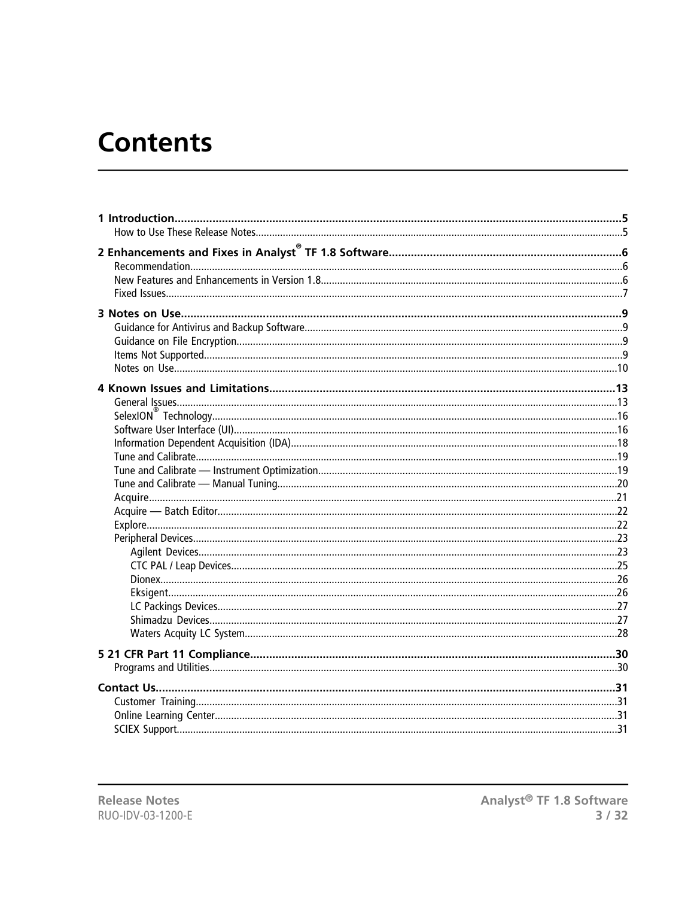# Contents

**1 Introduction** .......... 5
- How to Use These Release Notes .......... 5

**2 Enhancements and Fixes in Analyst® TF 1.8 Software** .......... 6
- Recommendation .......... 6
- New Features and Enhancements in Version 1.8 .......... 6
- Fixed Issues .......... 7

**3 Notes on Use** .......... 9
- Guidance for Antivirus and Backup Software .......... 9
- Guidance on File Encryption .......... 9
- Items Not Supported .......... 9
- Notes on Use .......... 10

**4 Known Issues and Limitations** .......... 13
- General Issues .......... 13
- SelexION® Technology .......... 16
- Software User Interface (UI) .......... 16
- Information Dependent Acquisition (IDA) .......... 18
- Tune and Calibrate .......... 19
- Tune and Calibrate — Instrument Optimization .......... 19
- Tune and Calibrate — Manual Tuning .......... 20
- Acquire .......... 21
- Acquire — Batch Editor .......... 22
- Explore .......... 22
- Peripheral Devices .......... 23
  - Agilent Devices .......... 23
  - CTC PAL / Leap Devices .......... 25
  - Dionex .......... 26
  - Eksigent .......... 26
  - LC Packings Devices .......... 27
  - Shimadzu Devices .......... 27
  - Waters Acquity LC System .......... 28

**5 21 CFR Part 11 Compliance** .......... 30
- Programs and Utilities .......... 30

**Contact Us** .......... 31
- Customer Training .......... 31
- Online Learning Center .......... 31
- SCIEX Support .......... 31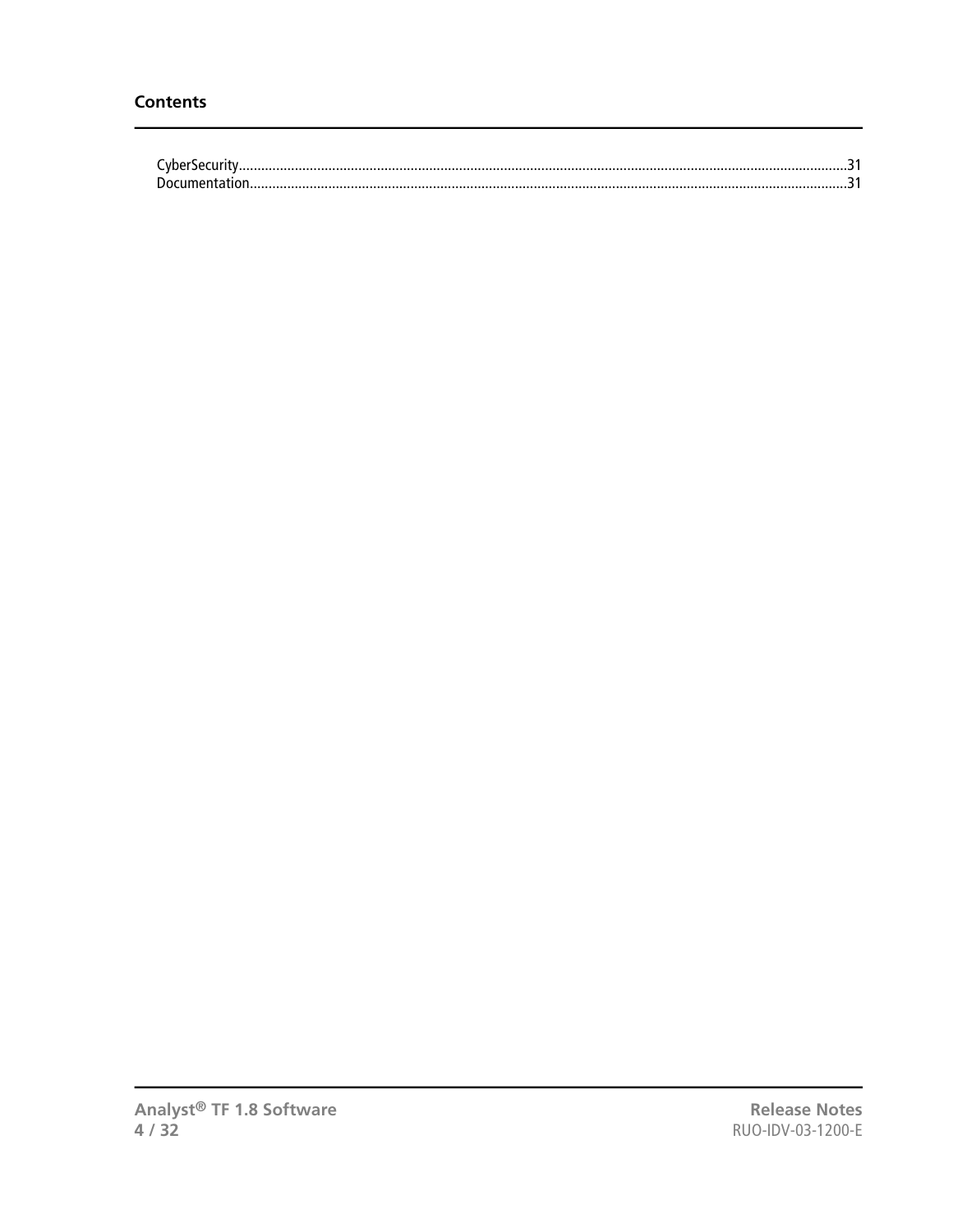## Contents

CyberSecurity.....31
Documentation.....31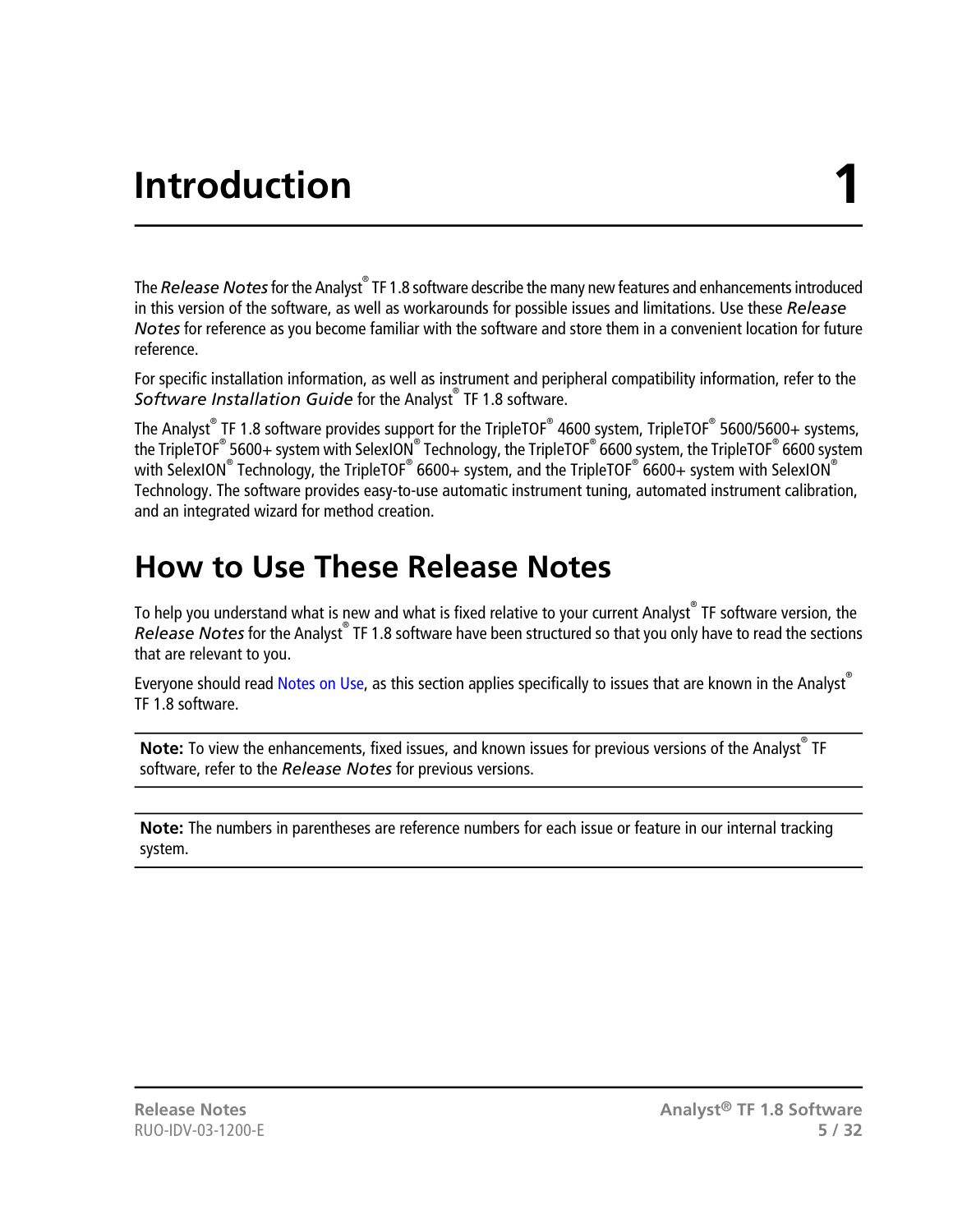# Introduction 1

The *Release Notes* for the Analyst® TF 1.8 software describe the many new features and enhancements introduced in this version of the software, as well as workarounds for possible issues and limitations. Use these *Release Notes* for reference as you become familiar with the software and store them in a convenient location for future reference.

For specific installation information, as well as instrument and peripheral compatibility information, refer to the *Software Installation Guide* for the Analyst® TF 1.8 software.

The Analyst® TF 1.8 software provides support for the TripleTOF® 4600 system, TripleTOF® 5600/5600+ systems, the TripleTOF® 5600+ system with SelexION® Technology, the TripleTOF® 6600 system, the TripleTOF® 6600 system with SelexION® Technology, the TripleTOF® 6600+ system, and the TripleTOF® 6600+ system with SelexION® Technology. The software provides easy-to-use automatic instrument tuning, automated instrument calibration, and an integrated wizard for method creation.

## How to Use These Release Notes

To help you understand what is new and what is fixed relative to your current Analyst® TF software version, the *Release Notes* for the Analyst® TF 1.8 software have been structured so that you only have to read the sections that are relevant to you.

Everyone should read Notes on Use, as this section applies specifically to issues that are known in the Analyst® TF 1.8 software.

**Note:** To view the enhancements, fixed issues, and known issues for previous versions of the Analyst® TF software, refer to the *Release Notes* for previous versions.

**Note:** The numbers in parentheses are reference numbers for each issue or feature in our internal tracking system.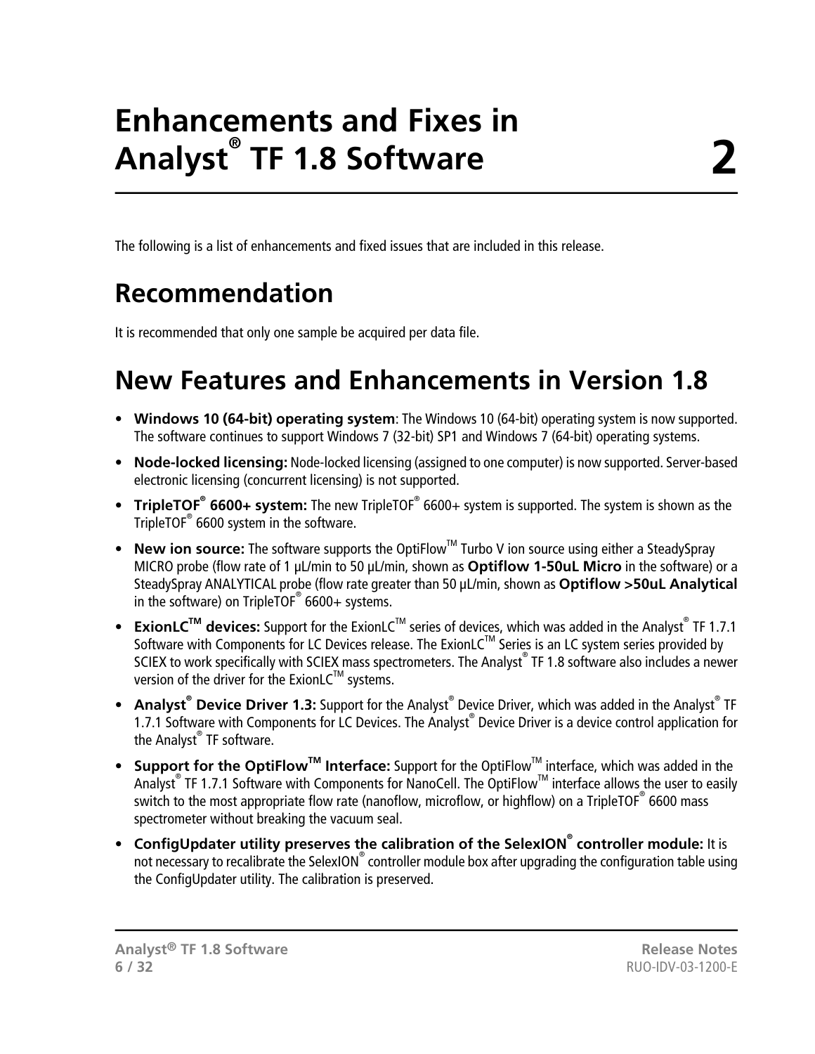# Enhancements and Fixes in Analyst® TF 1.8 Software — 2

The following is a list of enhancements and fixed issues that are included in this release.

## Recommendation

It is recommended that only one sample be acquired per data file.

## New Features and Enhancements in Version 1.8

- **Windows 10 (64-bit) operating system**: The Windows 10 (64-bit) operating system is now supported. The software continues to support Windows 7 (32-bit) SP1 and Windows 7 (64-bit) operating systems.
- **Node-locked licensing:** Node-locked licensing (assigned to one computer) is now supported. Server-based electronic licensing (concurrent licensing) is not supported.
- **TripleTOF® 6600+ system:** The new TripleTOF® 6600+ system is supported. The system is shown as the TripleTOF® 6600 system in the software.
- **New ion source:** The software supports the OptiFlow™ Turbo V ion source using either a SteadySpray MICRO probe (flow rate of 1 µL/min to 50 µL/min, shown as **Optiflow 1-50uL Micro** in the software) or a SteadySpray ANALYTICAL probe (flow rate greater than 50 µL/min, shown as **Optiflow >50uL Analytical** in the software) on TripleTOF® 6600+ systems.
- **ExionLC™ devices:** Support for the ExionLC™ series of devices, which was added in the Analyst® TF 1.7.1 Software with Components for LC Devices release. The ExionLC™ Series is an LC system series provided by SCIEX to work specifically with SCIEX mass spectrometers. The Analyst® TF 1.8 software also includes a newer version of the driver for the ExionLC™ systems.
- **Analyst® Device Driver 1.3:** Support for the Analyst® Device Driver, which was added in the Analyst® TF 1.7.1 Software with Components for LC Devices. The Analyst® Device Driver is a device control application for the Analyst® TF software.
- **Support for the OptiFlow™ Interface:** Support for the OptiFlow™ interface, which was added in the Analyst® TF 1.7.1 Software with Components for NanoCell. The OptiFlow™ interface allows the user to easily switch to the most appropriate flow rate (nanoflow, microflow, or highflow) on a TripleTOF® 6600 mass spectrometer without breaking the vacuum seal.
- **ConfigUpdater utility preserves the calibration of the SelexION® controller module:** It is not necessary to recalibrate the SelexION® controller module box after upgrading the configuration table using the ConfigUpdater utility. The calibration is preserved.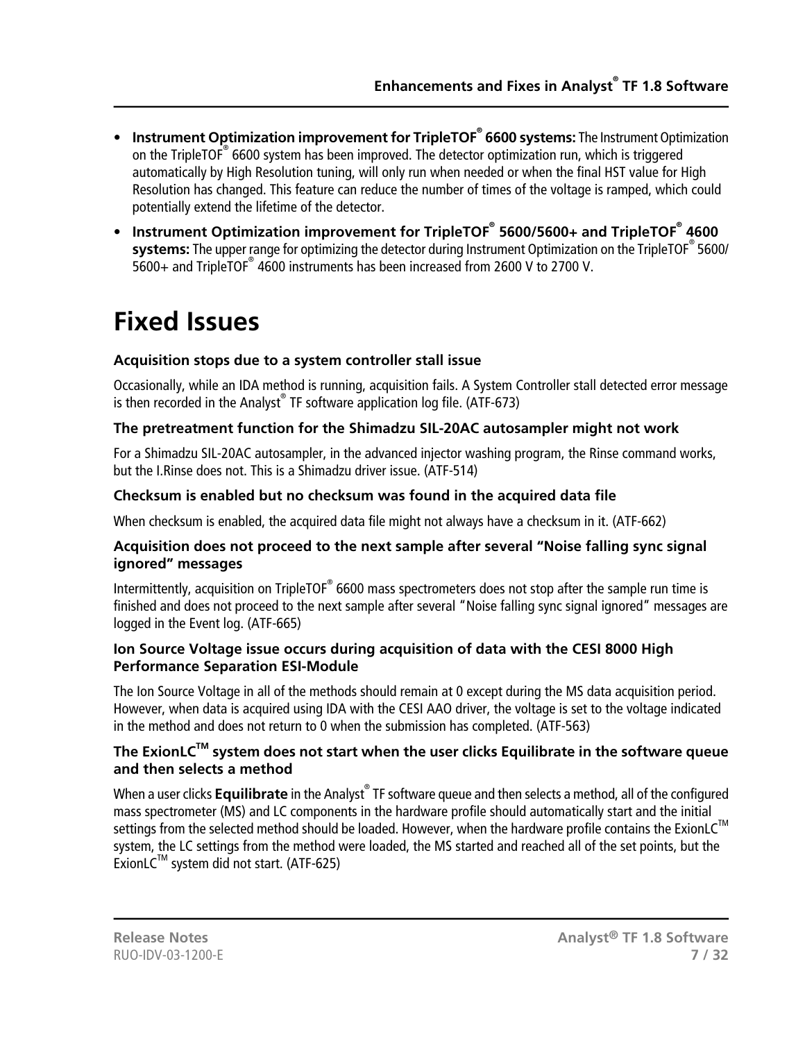- **Instrument Optimization improvement for TripleTOF® 6600 systems:** The Instrument Optimization on the TripleTOF® 6600 system has been improved. The detector optimization run, which is triggered automatically by High Resolution tuning, will only run when needed or when the final HST value for High Resolution has changed. This feature can reduce the number of times of the voltage is ramped, which could potentially extend the lifetime of the detector.
- **Instrument Optimization improvement for TripleTOF® 5600/5600+ and TripleTOF® 4600 systems:** The upper range for optimizing the detector during Instrument Optimization on the TripleTOF® 5600/5600+ and TripleTOF® 4600 instruments has been increased from 2600 V to 2700 V.

# Fixed Issues

### Acquisition stops due to a system controller stall issue

Occasionally, while an IDA method is running, acquisition fails. A System Controller stall detected error message is then recorded in the Analyst® TF software application log file. (ATF-673)

### The pretreatment function for the Shimadzu SIL-20AC autosampler might not work

For a Shimadzu SIL-20AC autosampler, in the advanced injector washing program, the Rinse command works, but the I.Rinse does not. This is a Shimadzu driver issue. (ATF-514)

### Checksum is enabled but no checksum was found in the acquired data file

When checksum is enabled, the acquired data file might not always have a checksum in it. (ATF-662)

### Acquisition does not proceed to the next sample after several "Noise falling sync signal ignored" messages

Intermittently, acquisition on TripleTOF® 6600 mass spectrometers does not stop after the sample run time is finished and does not proceed to the next sample after several "Noise falling sync signal ignored" messages are logged in the Event log. (ATF-665)

### Ion Source Voltage issue occurs during acquisition of data with the CESI 8000 High Performance Separation ESI-Module

The Ion Source Voltage in all of the methods should remain at 0 except during the MS data acquisition period. However, when data is acquired using IDA with the CESI AAO driver, the voltage is set to the voltage indicated in the method and does not return to 0 when the submission has completed. (ATF-563)

### The ExionLC™ system does not start when the user clicks Equilibrate in the software queue and then selects a method

When a user clicks **Equilibrate** in the Analyst® TF software queue and then selects a method, all of the configured mass spectrometer (MS) and LC components in the hardware profile should automatically start and the initial settings from the selected method should be loaded. However, when the hardware profile contains the ExionLC™ system, the LC settings from the method were loaded, the MS started and reached all of the set points, but the ExionLC™ system did not start. (ATF-625)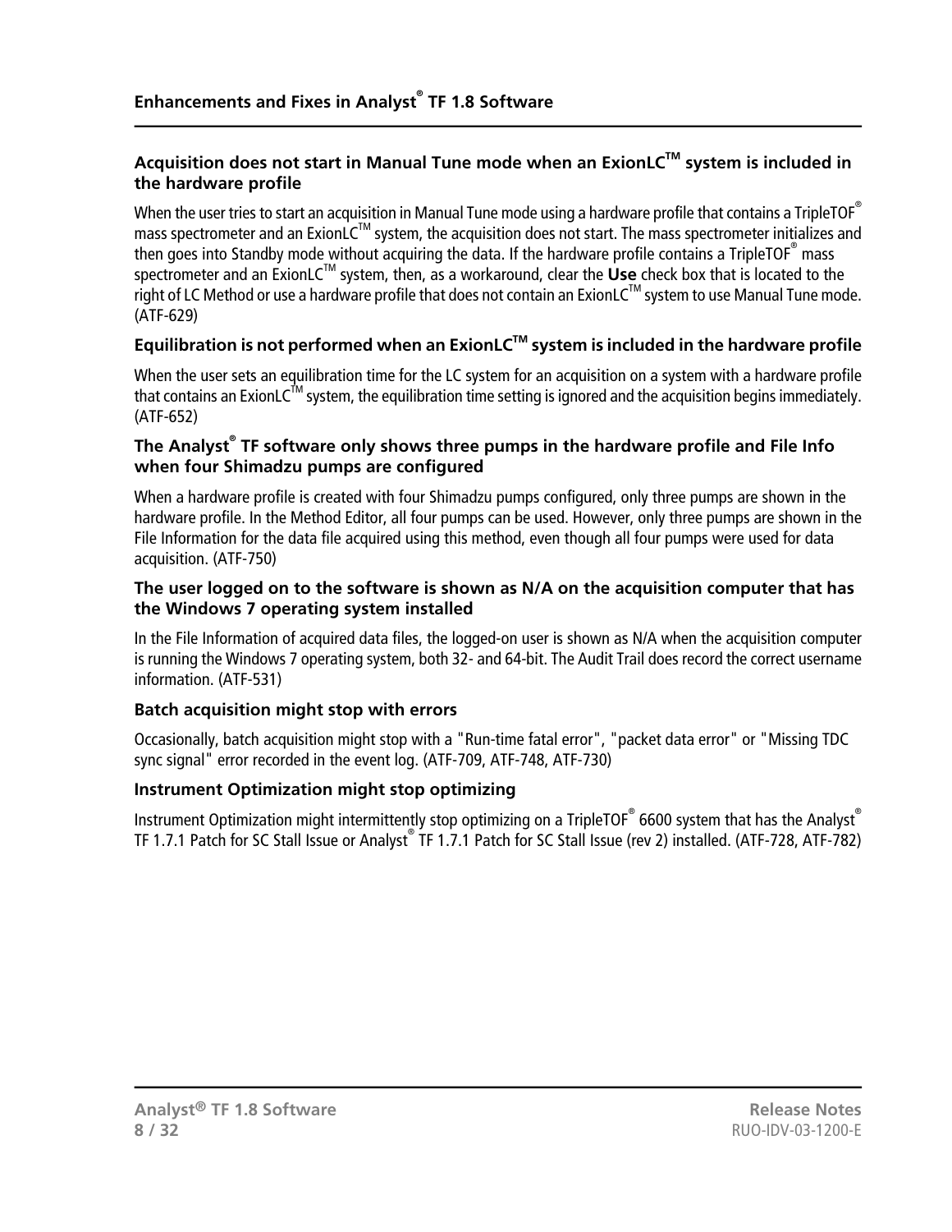### Acquisition does not start in Manual Tune mode when an ExionLC™ system is included in the hardware profile

When the user tries to start an acquisition in Manual Tune mode using a hardware profile that contains a TripleTOF® mass spectrometer and an ExionLC™ system, the acquisition does not start. The mass spectrometer initializes and then goes into Standby mode without acquiring the data. If the hardware profile contains a TripleTOF® mass spectrometer and an ExionLC™ system, then, as a workaround, clear the **Use** check box that is located to the right of LC Method or use a hardware profile that does not contain an ExionLC™ system to use Manual Tune mode. (ATF-629)

### Equilibration is not performed when an ExionLC™ system is included in the hardware profile

When the user sets an equilibration time for the LC system for an acquisition on a system with a hardware profile that contains an ExionLC™ system, the equilibration time setting is ignored and the acquisition begins immediately. (ATF-652)

### The Analyst® TF software only shows three pumps in the hardware profile and File Info when four Shimadzu pumps are configured

When a hardware profile is created with four Shimadzu pumps configured, only three pumps are shown in the hardware profile. In the Method Editor, all four pumps can be used. However, only three pumps are shown in the File Information for the data file acquired using this method, even though all four pumps were used for data acquisition. (ATF-750)

### The user logged on to the software is shown as N/A on the acquisition computer that has the Windows 7 operating system installed

In the File Information of acquired data files, the logged-on user is shown as N/A when the acquisition computer is running the Windows 7 operating system, both 32- and 64-bit. The Audit Trail does record the correct username information. (ATF-531)

### Batch acquisition might stop with errors

Occasionally, batch acquisition might stop with a "Run-time fatal error", "packet data error" or "Missing TDC sync signal" error recorded in the event log. (ATF-709, ATF-748, ATF-730)

### Instrument Optimization might stop optimizing

Instrument Optimization might intermittently stop optimizing on a TripleTOF® 6600 system that has the Analyst® TF 1.7.1 Patch for SC Stall Issue or Analyst® TF 1.7.1 Patch for SC Stall Issue (rev 2) installed. (ATF-728, ATF-782)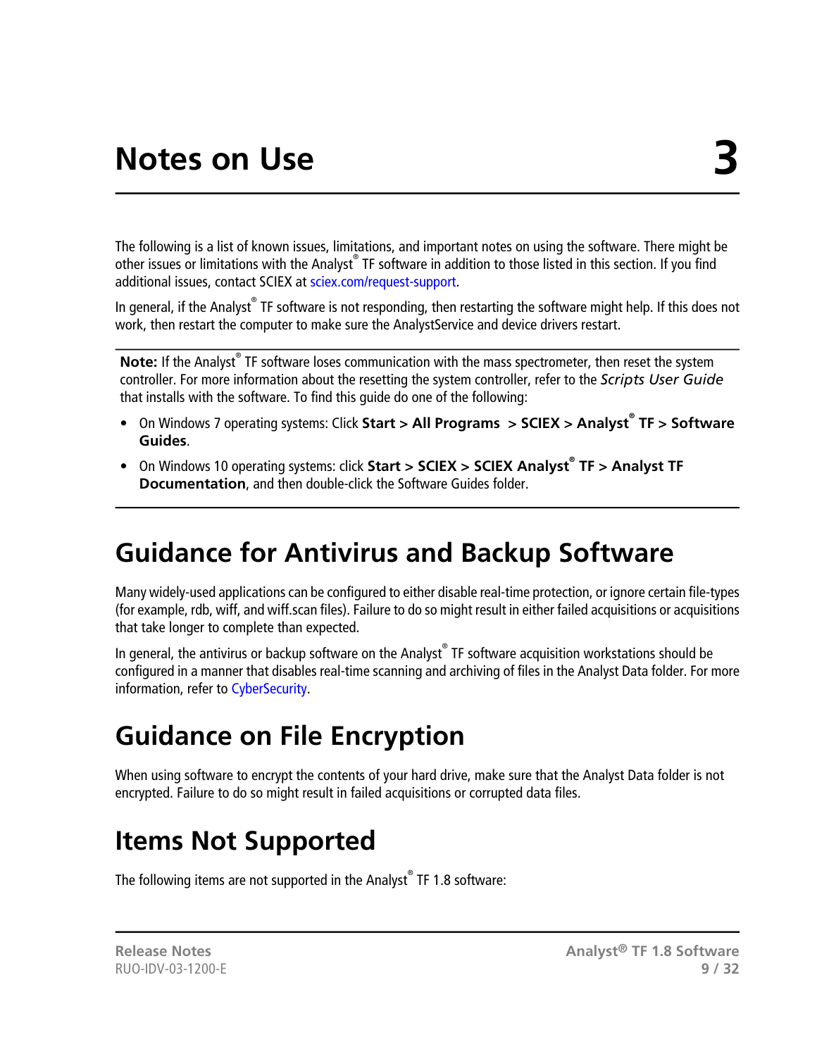# Notes on Use 3

The following is a list of known issues, limitations, and important notes on using the software. There might be other issues or limitations with the Analyst® TF software in addition to those listed in this section. If you find additional issues, contact SCIEX at sciex.com/request-support.

In general, if the Analyst® TF software is not responding, then restarting the software might help. If this does not work, then restart the computer to make sure the AnalystService and device drivers restart.

**Note:** If the Analyst® TF software loses communication with the mass spectrometer, then reset the system controller. For more information about the resetting the system controller, refer to the *Scripts User Guide* that installs with the software. To find this guide do one of the following:

- On Windows 7 operating systems: Click **Start > All Programs > SCIEX > Analyst® TF > Software Guides**.
- On Windows 10 operating systems: click **Start > SCIEX > SCIEX Analyst® TF > Analyst TF Documentation**, and then double-click the Software Guides folder.

## Guidance for Antivirus and Backup Software

Many widely-used applications can be configured to either disable real-time protection, or ignore certain file-types (for example, rdb, wiff, and wiff.scan files). Failure to do so might result in either failed acquisitions or acquisitions that take longer to complete than expected.

In general, the antivirus or backup software on the Analyst® TF software acquisition workstations should be configured in a manner that disables real-time scanning and archiving of files in the Analyst Data folder. For more information, refer to CyberSecurity.

## Guidance on File Encryption

When using software to encrypt the contents of your hard drive, make sure that the Analyst Data folder is not encrypted. Failure to do so might result in failed acquisitions or corrupted data files.

## Items Not Supported

The following items are not supported in the Analyst® TF 1.8 software: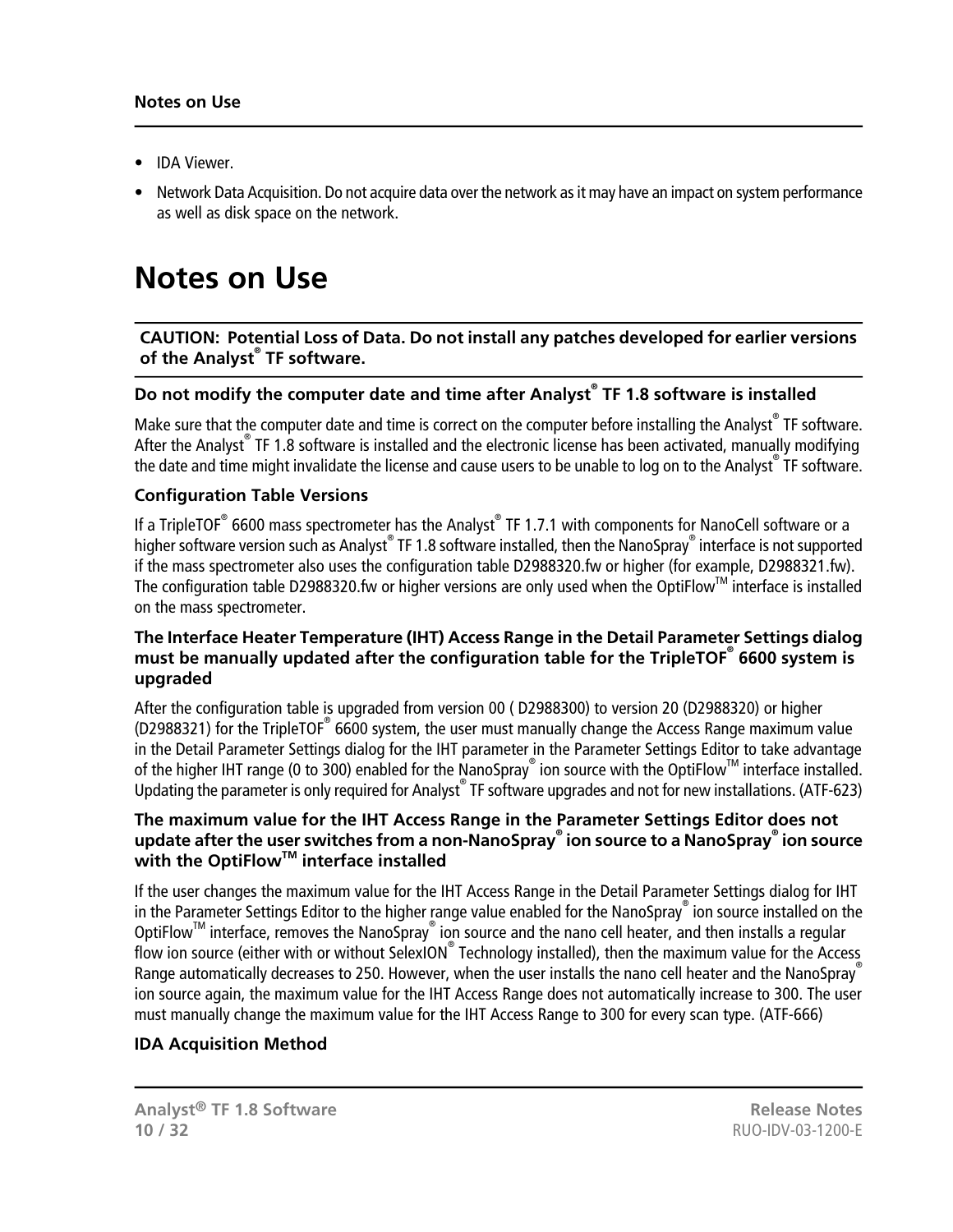- IDA Viewer.
- Network Data Acquisition. Do not acquire data over the network as it may have an impact on system performance as well as disk space on the network.

# Notes on Use

**CAUTION: Potential Loss of Data. Do not install any patches developed for earlier versions of the Analyst® TF software.**

### Do not modify the computer date and time after Analyst® TF 1.8 software is installed

Make sure that the computer date and time is correct on the computer before installing the Analyst® TF software. After the Analyst® TF 1.8 software is installed and the electronic license has been activated, manually modifying the date and time might invalidate the license and cause users to be unable to log on to the Analyst® TF software.

### Configuration Table Versions

If a TripleTOF® 6600 mass spectrometer has the Analyst® TF 1.7.1 with components for NanoCell software or a higher software version such as Analyst® TF 1.8 software installed, then the NanoSpray® interface is not supported if the mass spectrometer also uses the configuration table D2988320.fw or higher (for example, D2988321.fw). The configuration table D2988320.fw or higher versions are only used when the OptiFlow™ interface is installed on the mass spectrometer.

### The Interface Heater Temperature (IHT) Access Range in the Detail Parameter Settings dialog must be manually updated after the configuration table for the TripleTOF® 6600 system is upgraded

After the configuration table is upgraded from version 00 ( D2988300) to version 20 (D2988320) or higher (D2988321) for the TripleTOF® 6600 system, the user must manually change the Access Range maximum value in the Detail Parameter Settings dialog for the IHT parameter in the Parameter Settings Editor to take advantage of the higher IHT range (0 to 300) enabled for the NanoSpray® ion source with the OptiFlow™ interface installed. Updating the parameter is only required for Analyst® TF software upgrades and not for new installations. (ATF-623)

### The maximum value for the IHT Access Range in the Parameter Settings Editor does not update after the user switches from a non-NanoSpray® ion source to a NanoSpray® ion source with the OptiFlow™ interface installed

If the user changes the maximum value for the IHT Access Range in the Detail Parameter Settings dialog for IHT in the Parameter Settings Editor to the higher range value enabled for the NanoSpray® ion source installed on the OptiFlow™ interface, removes the NanoSpray® ion source and the nano cell heater, and then installs a regular flow ion source (either with or without SelexION® Technology installed), then the maximum value for the Access Range automatically decreases to 250. However, when the user installs the nano cell heater and the NanoSpray® ion source again, the maximum value for the IHT Access Range does not automatically increase to 300. The user must manually change the maximum value for the IHT Access Range to 300 for every scan type. (ATF-666)

### IDA Acquisition Method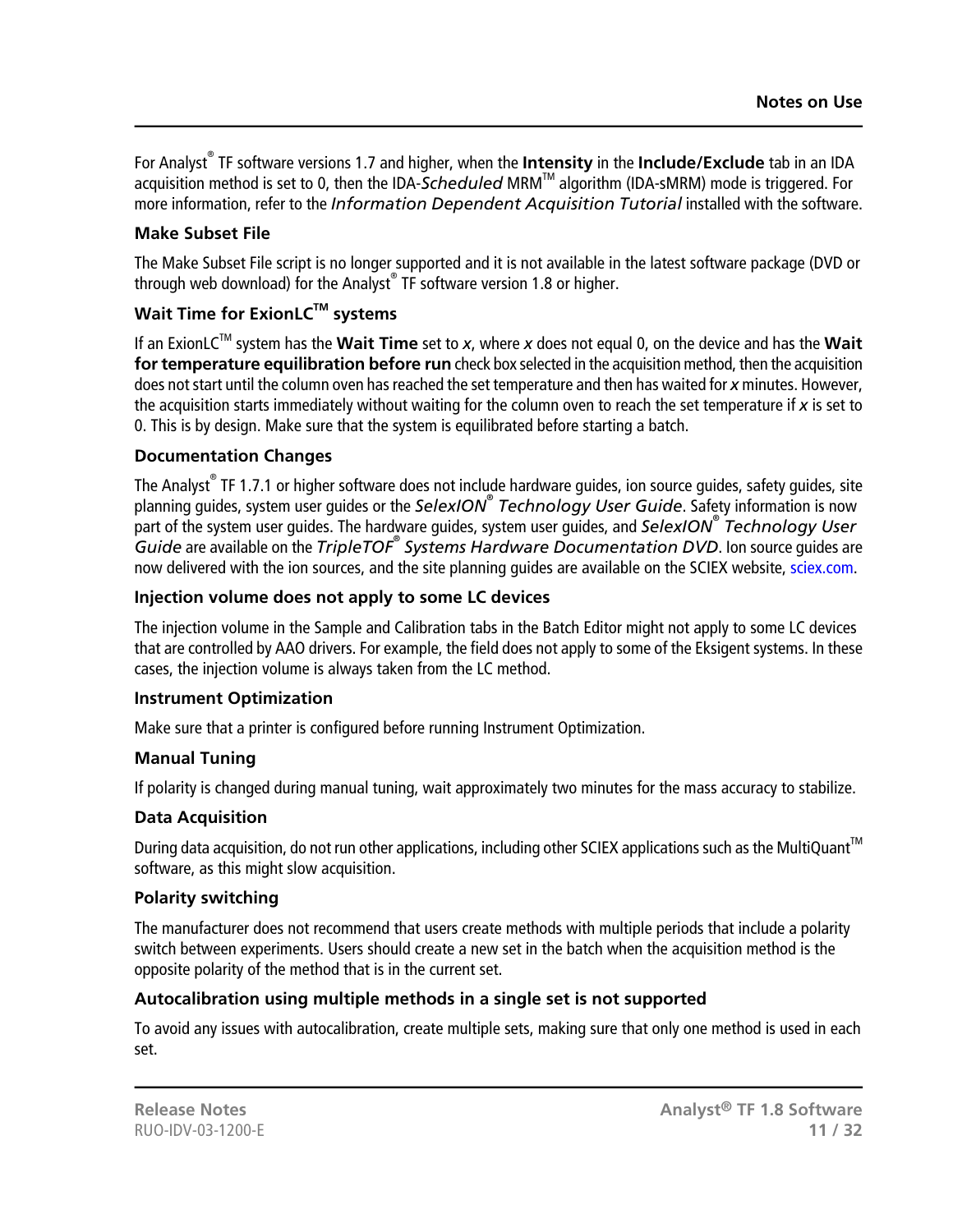For Analyst® TF software versions 1.7 and higher, when the **Intensity** in the **Include/Exclude** tab in an IDA acquisition method is set to 0, then the IDA-*Scheduled* MRM™ algorithm (IDA-sMRM) mode is triggered. For more information, refer to the *Information Dependent Acquisition Tutorial* installed with the software.

### Make Subset File

The Make Subset File script is no longer supported and it is not available in the latest software package (DVD or through web download) for the Analyst® TF software version 1.8 or higher.

### Wait Time for ExionLC™ systems

If an ExionLC™ system has the **Wait Time** set to *x*, where *x* does not equal 0, on the device and has the **Wait for temperature equilibration before run** check box selected in the acquisition method, then the acquisition does not start until the column oven has reached the set temperature and then has waited for *x* minutes. However, the acquisition starts immediately without waiting for the column oven to reach the set temperature if *x* is set to 0. This is by design. Make sure that the system is equilibrated before starting a batch.

### Documentation Changes

The Analyst® TF 1.7.1 or higher software does not include hardware guides, ion source guides, safety guides, site planning guides, system user guides or the *SelexION® Technology User Guide*. Safety information is now part of the system user guides. The hardware guides, system user guides, and *SelexION® Technology User Guide* are available on the *TripleTOF® Systems Hardware Documentation DVD*. Ion source guides are now delivered with the ion sources, and the site planning guides are available on the SCIEX website, sciex.com.

### Injection volume does not apply to some LC devices

The injection volume in the Sample and Calibration tabs in the Batch Editor might not apply to some LC devices that are controlled by AAO drivers. For example, the field does not apply to some of the Eksigent systems. In these cases, the injection volume is always taken from the LC method.

### Instrument Optimization

Make sure that a printer is configured before running Instrument Optimization.

### Manual Tuning

If polarity is changed during manual tuning, wait approximately two minutes for the mass accuracy to stabilize.

### Data Acquisition

During data acquisition, do not run other applications, including other SCIEX applications such as the MultiQuant™ software, as this might slow acquisition.

### Polarity switching

The manufacturer does not recommend that users create methods with multiple periods that include a polarity switch between experiments. Users should create a new set in the batch when the acquisition method is the opposite polarity of the method that is in the current set.

### Autocalibration using multiple methods in a single set is not supported

To avoid any issues with autocalibration, create multiple sets, making sure that only one method is used in each set.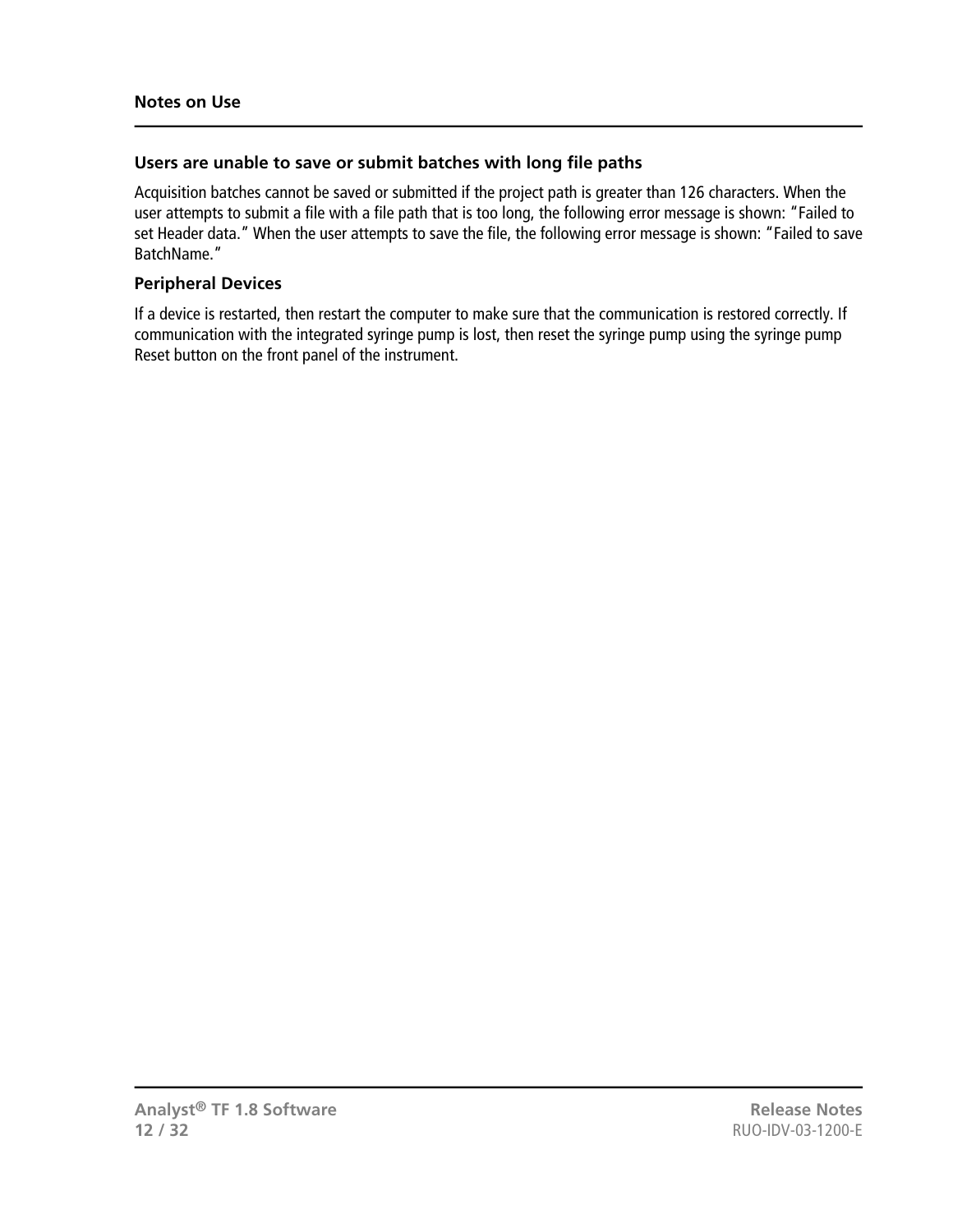### Users are unable to save or submit batches with long file paths

Acquisition batches cannot be saved or submitted if the project path is greater than 126 characters. When the user attempts to submit a file with a file path that is too long, the following error message is shown: "Failed to set Header data." When the user attempts to save the file, the following error message is shown: "Failed to save BatchName."

### Peripheral Devices

If a device is restarted, then restart the computer to make sure that the communication is restored correctly. If communication with the integrated syringe pump is lost, then reset the syringe pump using the syringe pump Reset button on the front panel of the instrument.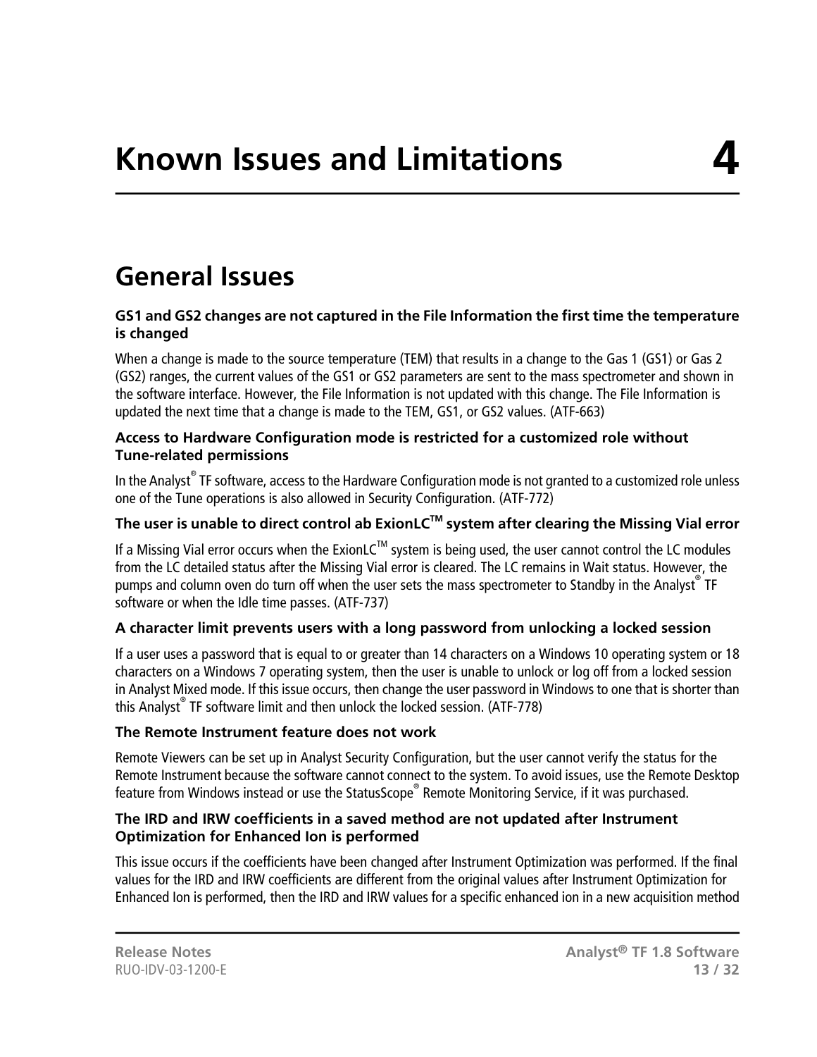# Known Issues and Limitations — 4

## General Issues

### GS1 and GS2 changes are not captured in the File Information the first time the temperature is changed

When a change is made to the source temperature (TEM) that results in a change to the Gas 1 (GS1) or Gas 2 (GS2) ranges, the current values of the GS1 or GS2 parameters are sent to the mass spectrometer and shown in the software interface. However, the File Information is not updated with this change. The File Information is updated the next time that a change is made to the TEM, GS1, or GS2 values. (ATF-663)

### Access to Hardware Configuration mode is restricted for a customized role without Tune-related permissions

In the Analyst® TF software, access to the Hardware Configuration mode is not granted to a customized role unless one of the Tune operations is also allowed in Security Configuration. (ATF-772)

### The user is unable to direct control ab ExionLC™ system after clearing the Missing Vial error

If a Missing Vial error occurs when the ExionLC™ system is being used, the user cannot control the LC modules from the LC detailed status after the Missing Vial error is cleared. The LC remains in Wait status. However, the pumps and column oven do turn off when the user sets the mass spectrometer to Standby in the Analyst® TF software or when the Idle time passes. (ATF-737)

### A character limit prevents users with a long password from unlocking a locked session

If a user uses a password that is equal to or greater than 14 characters on a Windows 10 operating system or 18 characters on a Windows 7 operating system, then the user is unable to unlock or log off from a locked session in Analyst Mixed mode. If this issue occurs, then change the user password in Windows to one that is shorter than this Analyst® TF software limit and then unlock the locked session. (ATF-778)

### The Remote Instrument feature does not work

Remote Viewers can be set up in Analyst Security Configuration, but the user cannot verify the status for the Remote Instrument because the software cannot connect to the system. To avoid issues, use the Remote Desktop feature from Windows instead or use the StatusScope® Remote Monitoring Service, if it was purchased.

### The IRD and IRW coefficients in a saved method are not updated after Instrument Optimization for Enhanced Ion is performed

This issue occurs if the coefficients have been changed after Instrument Optimization was performed. If the final values for the IRD and IRW coefficients are different from the original values after Instrument Optimization for Enhanced Ion is performed, then the IRD and IRW values for a specific enhanced ion in a new acquisition method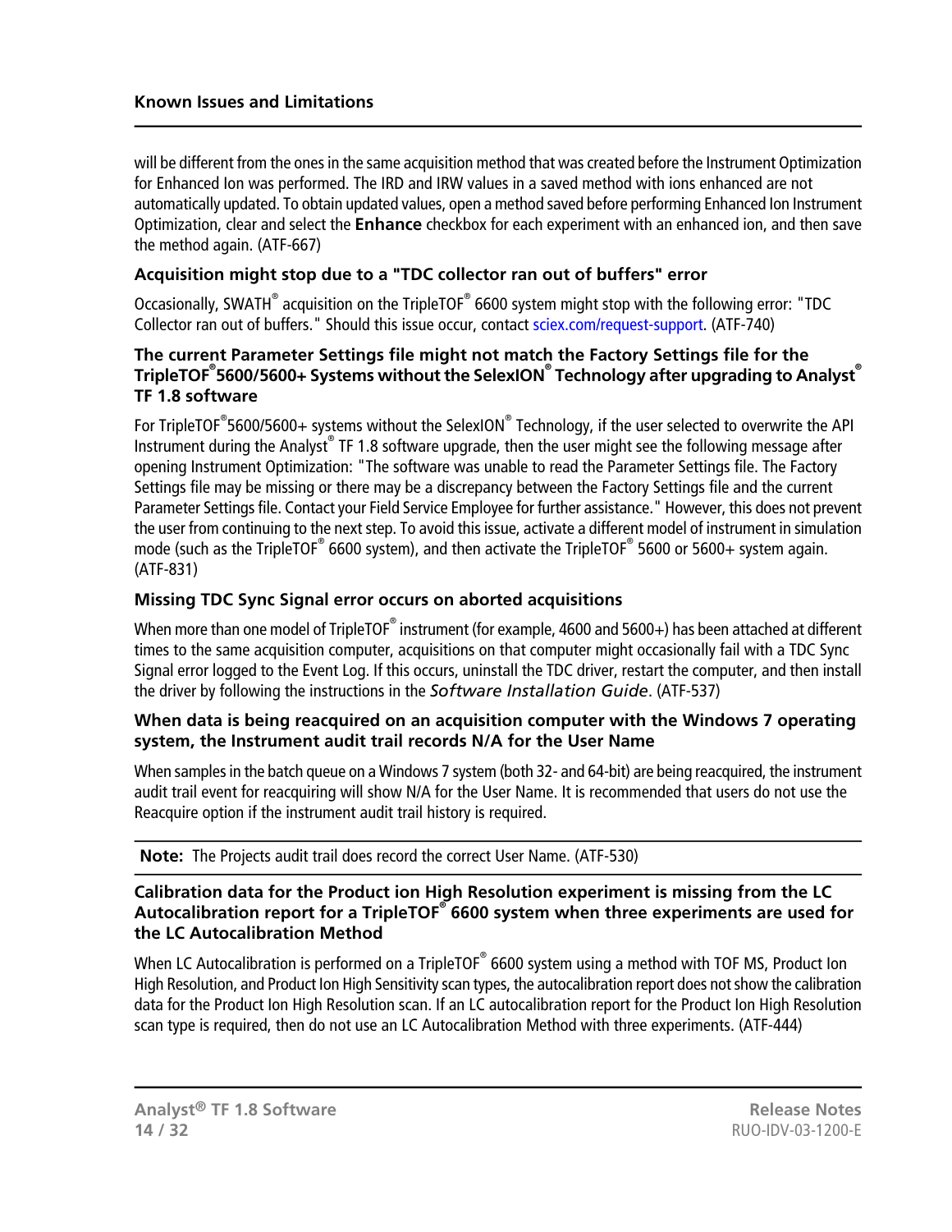will be different from the ones in the same acquisition method that was created before the Instrument Optimization for Enhanced Ion was performed. The IRD and IRW values in a saved method with ions enhanced are not automatically updated. To obtain updated values, open a method saved before performing Enhanced Ion Instrument Optimization, clear and select the **Enhance** checkbox for each experiment with an enhanced ion, and then save the method again. (ATF-667)

### Acquisition might stop due to a "TDC collector ran out of buffers" error

Occasionally, SWATH® acquisition on the TripleTOF® 6600 system might stop with the following error: "TDC Collector ran out of buffers." Should this issue occur, contact sciex.com/request-support. (ATF-740)

### The current Parameter Settings file might not match the Factory Settings file for the TripleTOF® 5600/5600+ Systems without the SelexION® Technology after upgrading to Analyst® TF 1.8 software

For TripleTOF® 5600/5600+ systems without the SelexION® Technology, if the user selected to overwrite the API Instrument during the Analyst® TF 1.8 software upgrade, then the user might see the following message after opening Instrument Optimization: "The software was unable to read the Parameter Settings file. The Factory Settings file may be missing or there may be a discrepancy between the Factory Settings file and the current Parameter Settings file. Contact your Field Service Employee for further assistance." However, this does not prevent the user from continuing to the next step. To avoid this issue, activate a different model of instrument in simulation mode (such as the TripleTOF® 6600 system), and then activate the TripleTOF® 5600 or 5600+ system again. (ATF-831)

### Missing TDC Sync Signal error occurs on aborted acquisitions

When more than one model of TripleTOF® instrument (for example, 4600 and 5600+) has been attached at different times to the same acquisition computer, acquisitions on that computer might occasionally fail with a TDC Sync Signal error logged to the Event Log. If this occurs, uninstall the TDC driver, restart the computer, and then install the driver by following the instructions in the *Software Installation Guide*. (ATF-537)

### When data is being reacquired on an acquisition computer with the Windows 7 operating system, the Instrument audit trail records N/A for the User Name

When samples in the batch queue on a Windows 7 system (both 32- and 64-bit) are being reacquired, the instrument audit trail event for reacquiring will show N/A for the User Name. It is recommended that users do not use the Reacquire option if the instrument audit trail history is required.

**Note:** The Projects audit trail does record the correct User Name. (ATF-530)

### Calibration data for the Product ion High Resolution experiment is missing from the LC Autocalibration report for a TripleTOF® 6600 system when three experiments are used for the LC Autocalibration Method

When LC Autocalibration is performed on a TripleTOF® 6600 system using a method with TOF MS, Product Ion High Resolution, and Product Ion High Sensitivity scan types, the autocalibration report does not show the calibration data for the Product Ion High Resolution scan. If an LC autocalibration report for the Product Ion High Resolution scan type is required, then do not use an LC Autocalibration Method with three experiments. (ATF-444)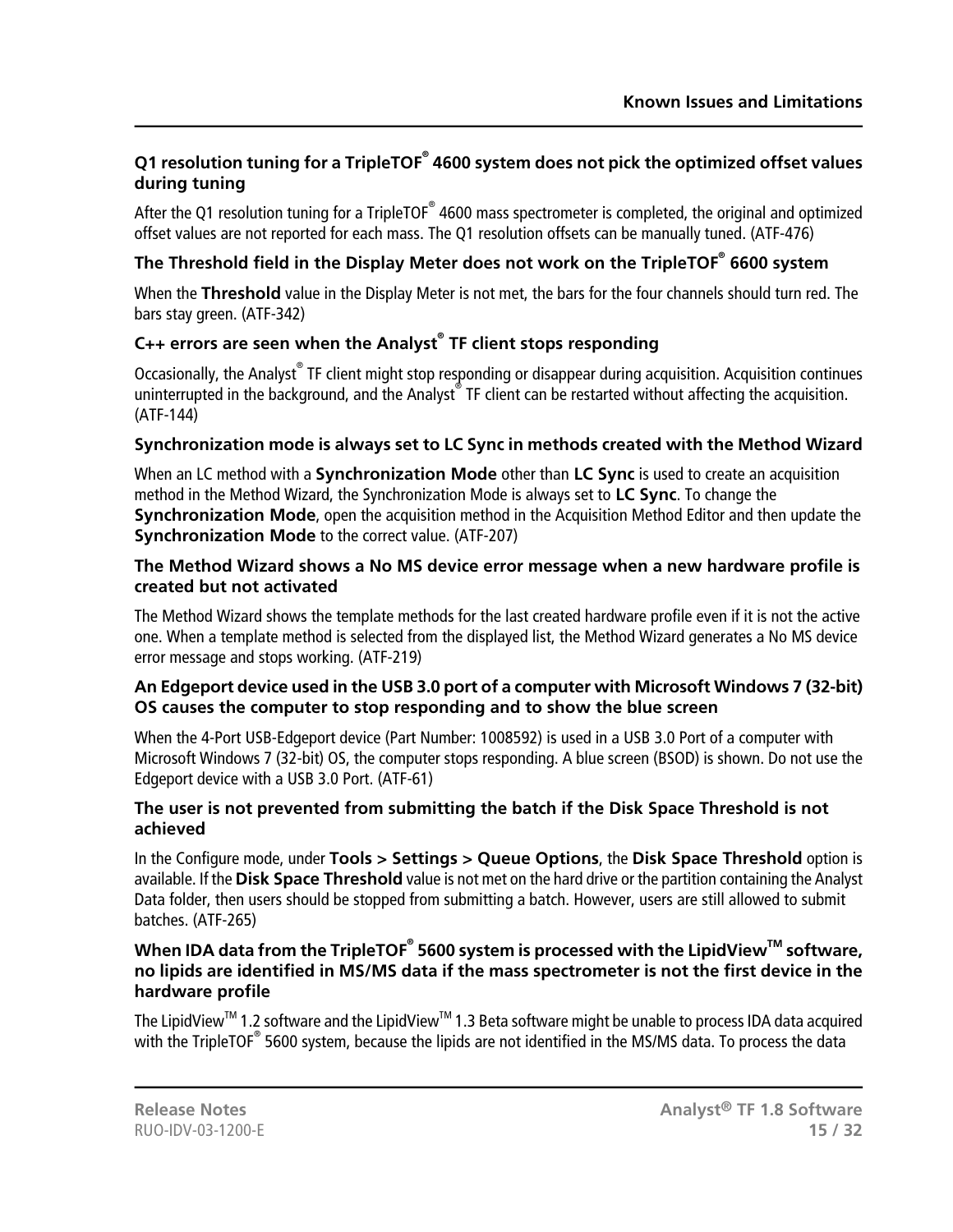### Q1 resolution tuning for a TripleTOF® 4600 system does not pick the optimized offset values during tuning

After the Q1 resolution tuning for a TripleTOF® 4600 mass spectrometer is completed, the original and optimized offset values are not reported for each mass. The Q1 resolution offsets can be manually tuned. (ATF-476)

### The Threshold field in the Display Meter does not work on the TripleTOF® 6600 system

When the **Threshold** value in the Display Meter is not met, the bars for the four channels should turn red. The bars stay green. (ATF-342)

### C++ errors are seen when the Analyst® TF client stops responding

Occasionally, the Analyst® TF client might stop responding or disappear during acquisition. Acquisition continues uninterrupted in the background, and the Analyst® TF client can be restarted without affecting the acquisition. (ATF-144)

### Synchronization mode is always set to LC Sync in methods created with the Method Wizard

When an LC method with a **Synchronization Mode** other than **LC Sync** is used to create an acquisition method in the Method Wizard, the Synchronization Mode is always set to **LC Sync**. To change the **Synchronization Mode**, open the acquisition method in the Acquisition Method Editor and then update the **Synchronization Mode** to the correct value. (ATF-207)

### The Method Wizard shows a No MS device error message when a new hardware profile is created but not activated

The Method Wizard shows the template methods for the last created hardware profile even if it is not the active one. When a template method is selected from the displayed list, the Method Wizard generates a No MS device error message and stops working. (ATF-219)

### An Edgeport device used in the USB 3.0 port of a computer with Microsoft Windows 7 (32-bit) OS causes the computer to stop responding and to show the blue screen

When the 4-Port USB-Edgeport device (Part Number: 1008592) is used in a USB 3.0 Port of a computer with Microsoft Windows 7 (32-bit) OS, the computer stops responding. A blue screen (BSOD) is shown. Do not use the Edgeport device with a USB 3.0 Port. (ATF-61)

### The user is not prevented from submitting the batch if the Disk Space Threshold is not achieved

In the Configure mode, under **Tools > Settings > Queue Options**, the **Disk Space Threshold** option is available. If the **Disk Space Threshold** value is not met on the hard drive or the partition containing the Analyst Data folder, then users should be stopped from submitting a batch. However, users are still allowed to submit batches. (ATF-265)

### When IDA data from the TripleTOF® 5600 system is processed with the LipidView™ software, no lipids are identified in MS/MS data if the mass spectrometer is not the first device in the hardware profile

The LipidView™ 1.2 software and the LipidView™ 1.3 Beta software might be unable to process IDA data acquired with the TripleTOF® 5600 system, because the lipids are not identified in the MS/MS data. To process the data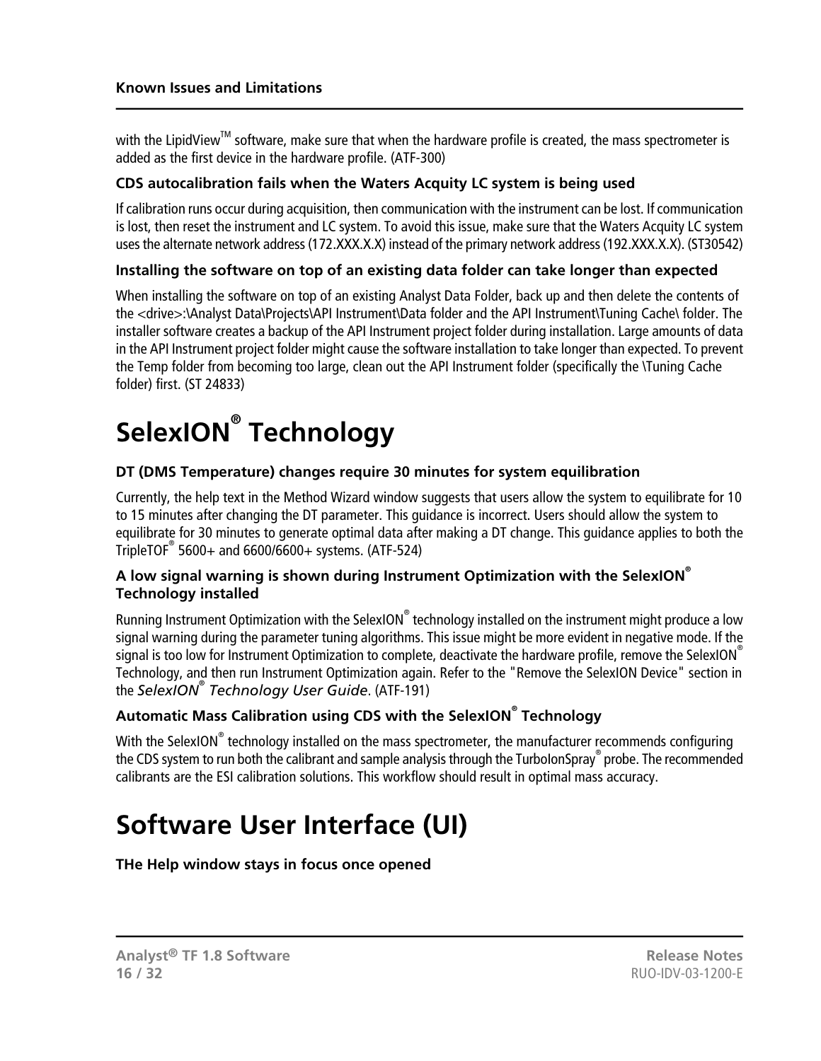with the LipidView™ software, make sure that when the hardware profile is created, the mass spectrometer is added as the first device in the hardware profile. (ATF-300)

### CDS autocalibration fails when the Waters Acquity LC system is being used

If calibration runs occur during acquisition, then communication with the instrument can be lost. If communication is lost, then reset the instrument and LC system. To avoid this issue, make sure that the Waters Acquity LC system uses the alternate network address (172.XXX.X.X) instead of the primary network address (192.XXX.X.X). (ST30542)

### Installing the software on top of an existing data folder can take longer than expected

When installing the software on top of an existing Analyst Data Folder, back up and then delete the contents of the <drive>:\Analyst Data\Projects\API Instrument\Data folder and the API Instrument\Tuning Cache\ folder. The installer software creates a backup of the API Instrument project folder during installation. Large amounts of data in the API Instrument project folder might cause the software installation to take longer than expected. To prevent the Temp folder from becoming too large, clean out the API Instrument folder (specifically the \Tuning Cache folder) first. (ST 24833)

# SelexION® Technology

### DT (DMS Temperature) changes require 30 minutes for system equilibration

Currently, the help text in the Method Wizard window suggests that users allow the system to equilibrate for 10 to 15 minutes after changing the DT parameter. This guidance is incorrect. Users should allow the system to equilibrate for 30 minutes to generate optimal data after making a DT change. This guidance applies to both the TripleTOF® 5600+ and 6600/6600+ systems. (ATF-524)

### A low signal warning is shown during Instrument Optimization with the SelexION® Technology installed

Running Instrument Optimization with the SelexION® technology installed on the instrument might produce a low signal warning during the parameter tuning algorithms. This issue might be more evident in negative mode. If the signal is too low for Instrument Optimization to complete, deactivate the hardware profile, remove the SelexION® Technology, and then run Instrument Optimization again. Refer to the "Remove the SelexION Device" section in the *SelexION® Technology User Guide*. (ATF-191)

### Automatic Mass Calibration using CDS with the SelexION® Technology

With the SelexION® technology installed on the mass spectrometer, the manufacturer recommends configuring the CDS system to run both the calibrant and sample analysis through the TurboIonSpray® probe. The recommended calibrants are the ESI calibration solutions. This workflow should result in optimal mass accuracy.

# Software User Interface (UI)

### THe Help window stays in focus once opened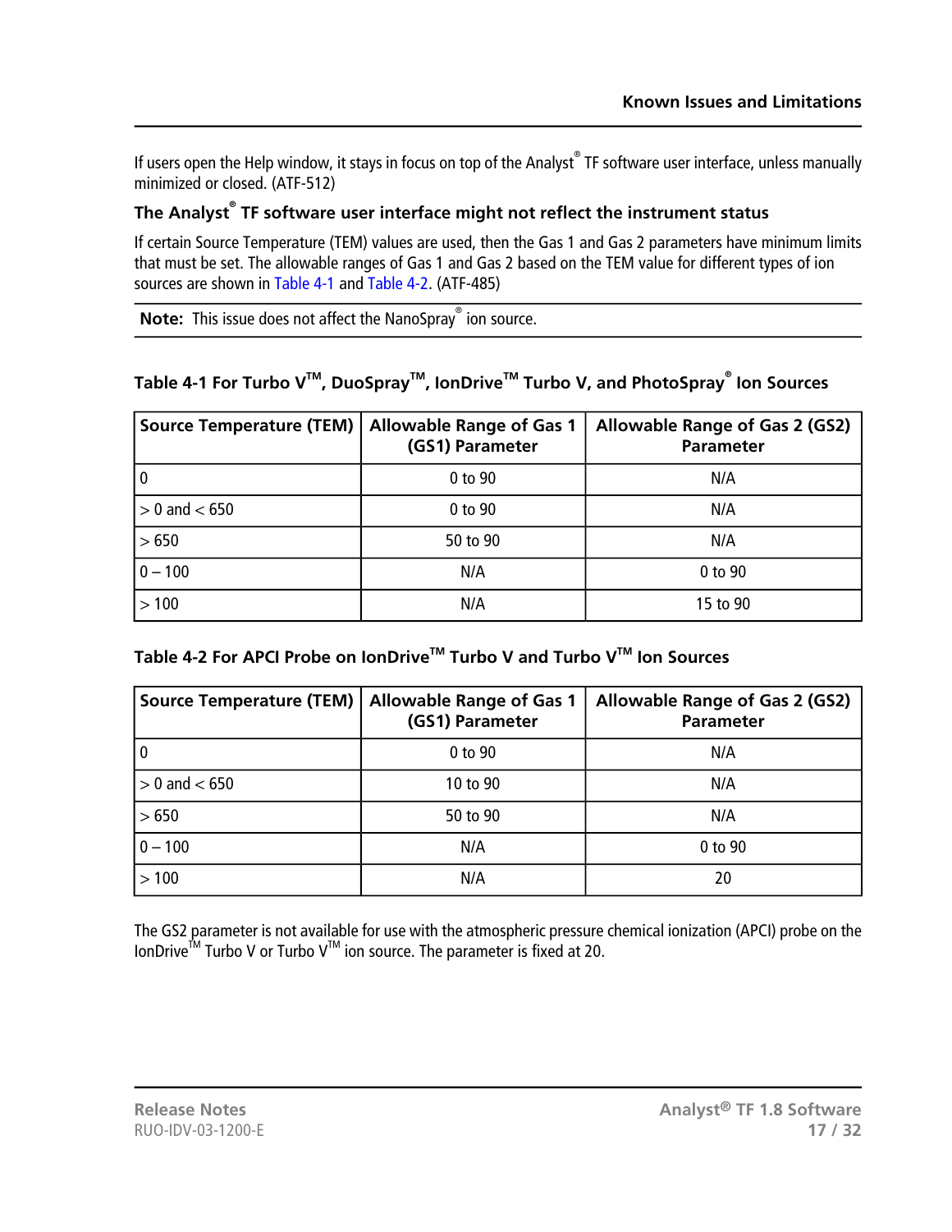If users open the Help window, it stays in focus on top of the Analyst® TF software user interface, unless manually minimized or closed. (ATF-512)

### The Analyst® TF software user interface might not reflect the instrument status

If certain Source Temperature (TEM) values are used, then the Gas 1 and Gas 2 parameters have minimum limits that must be set. The allowable ranges of Gas 1 and Gas 2 based on the TEM value for different types of ion sources are shown in Table 4-1 and Table 4-2. (ATF-485)

**Note:** This issue does not affect the NanoSpray® ion source.

**Table 4-1 For Turbo V™, DuoSpray™, IonDrive™ Turbo V, and PhotoSpray® Ion Sources**

| Source Temperature (TEM) | Allowable Range of Gas 1 (GS1) Parameter | Allowable Range of Gas 2 (GS2) Parameter |
|---|---|---|
| 0 | 0 to 90 | N/A |
| > 0 and < 650 | 0 to 90 | N/A |
| > 650 | 50 to 90 | N/A |
| 0 – 100 | N/A | 0 to 90 |
| > 100 | N/A | 15 to 90 |

**Table 4-2 For APCI Probe on IonDrive™ Turbo V and Turbo V™ Ion Sources**

| Source Temperature (TEM) | Allowable Range of Gas 1 (GS1) Parameter | Allowable Range of Gas 2 (GS2) Parameter |
|---|---|---|
| 0 | 0 to 90 | N/A |
| > 0 and < 650 | 10 to 90 | N/A |
| > 650 | 50 to 90 | N/A |
| 0 – 100 | N/A | 0 to 90 |
| > 100 | N/A | 20 |

The GS2 parameter is not available for use with the atmospheric pressure chemical ionization (APCI) probe on the IonDrive™ Turbo V or Turbo V™ ion source. The parameter is fixed at 20.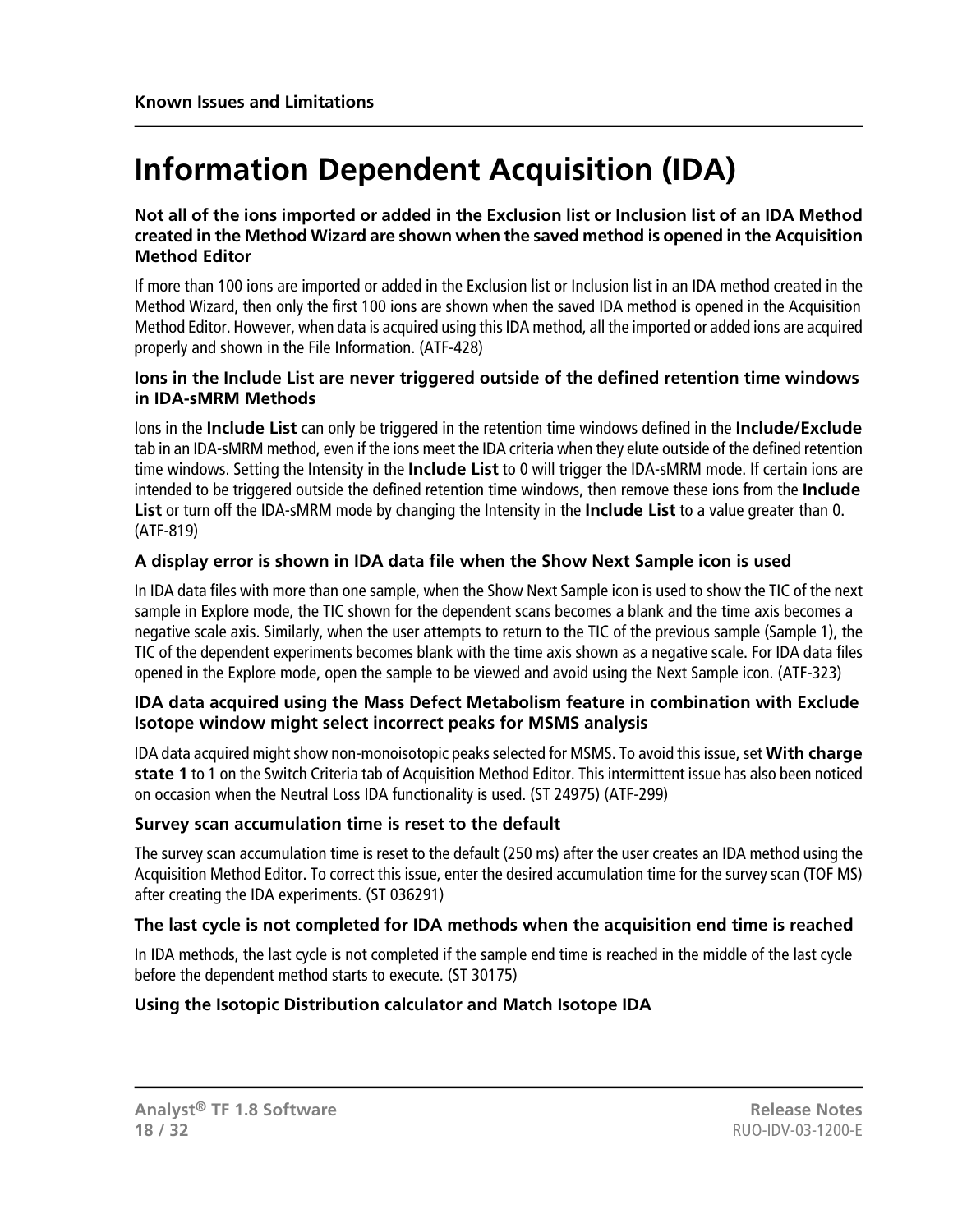# Information Dependent Acquisition (IDA)

### Not all of the ions imported or added in the Exclusion list or Inclusion list of an IDA Method created in the Method Wizard are shown when the saved method is opened in the Acquisition Method Editor

If more than 100 ions are imported or added in the Exclusion list or Inclusion list in an IDA method created in the Method Wizard, then only the first 100 ions are shown when the saved IDA method is opened in the Acquisition Method Editor. However, when data is acquired using this IDA method, all the imported or added ions are acquired properly and shown in the File Information. (ATF-428)

### Ions in the Include List are never triggered outside of the defined retention time windows in IDA-sMRM Methods

Ions in the **Include List** can only be triggered in the retention time windows defined in the **Include/Exclude** tab in an IDA-sMRM method, even if the ions meet the IDA criteria when they elute outside of the defined retention time windows. Setting the Intensity in the **Include List** to 0 will trigger the IDA-sMRM mode. If certain ions are intended to be triggered outside the defined retention time windows, then remove these ions from the **Include List** or turn off the IDA-sMRM mode by changing the Intensity in the **Include List** to a value greater than 0. (ATF-819)

### A display error is shown in IDA data file when the Show Next Sample icon is used

In IDA data files with more than one sample, when the Show Next Sample icon is used to show the TIC of the next sample in Explore mode, the TIC shown for the dependent scans becomes a blank and the time axis becomes a negative scale axis. Similarly, when the user attempts to return to the TIC of the previous sample (Sample 1), the TIC of the dependent experiments becomes blank with the time axis shown as a negative scale. For IDA data files opened in the Explore mode, open the sample to be viewed and avoid using the Next Sample icon. (ATF-323)

### IDA data acquired using the Mass Defect Metabolism feature in combination with Exclude Isotope window might select incorrect peaks for MSMS analysis

IDA data acquired might show non-monoisotopic peaks selected for MSMS. To avoid this issue, set **With charge state 1** to 1 on the Switch Criteria tab of Acquisition Method Editor. This intermittent issue has also been noticed on occasion when the Neutral Loss IDA functionality is used. (ST 24975) (ATF-299)

### Survey scan accumulation time is reset to the default

The survey scan accumulation time is reset to the default (250 ms) after the user creates an IDA method using the Acquisition Method Editor. To correct this issue, enter the desired accumulation time for the survey scan (TOF MS) after creating the IDA experiments. (ST 036291)

### The last cycle is not completed for IDA methods when the acquisition end time is reached

In IDA methods, the last cycle is not completed if the sample end time is reached in the middle of the last cycle before the dependent method starts to execute. (ST 30175)

### Using the Isotopic Distribution calculator and Match Isotope IDA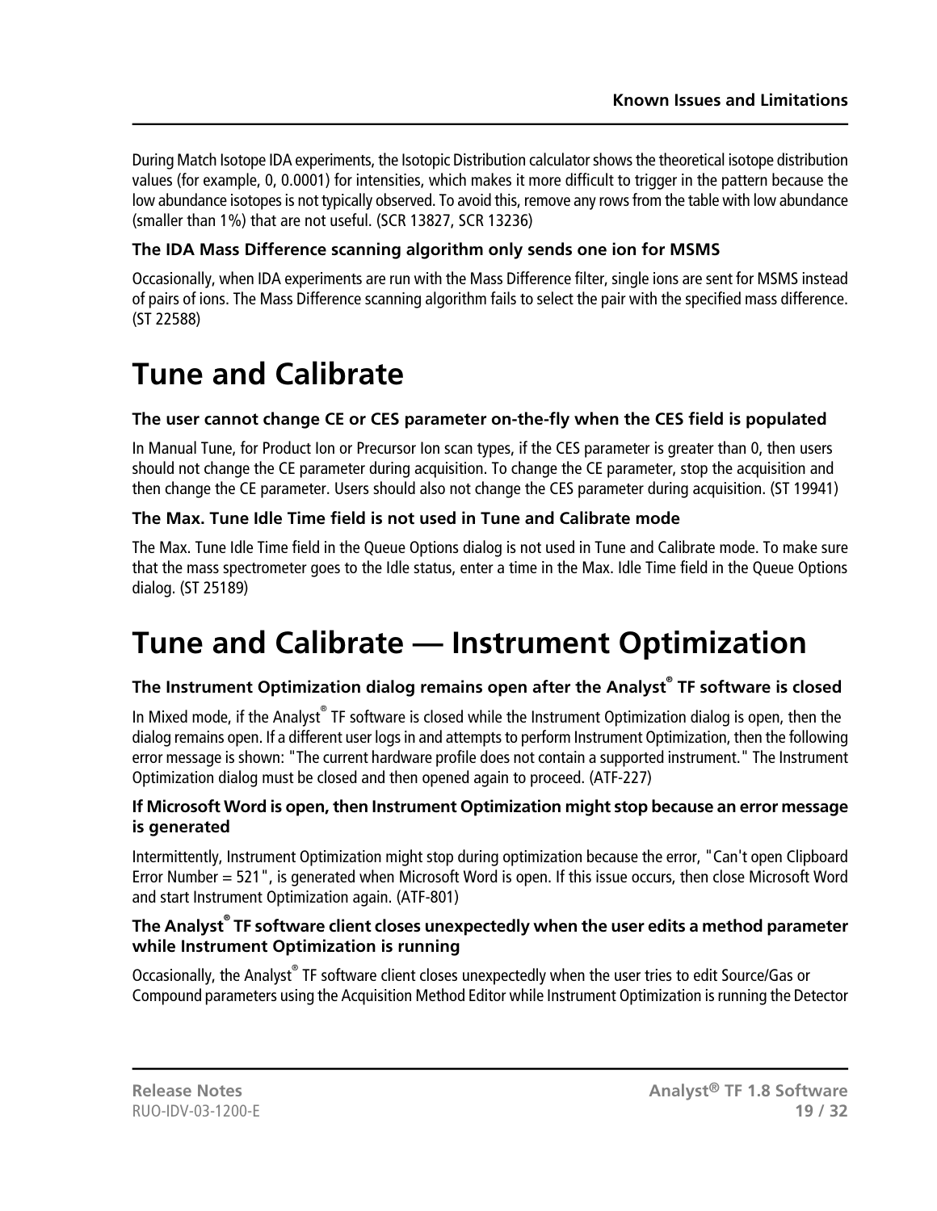During Match Isotope IDA experiments, the Isotopic Distribution calculator shows the theoretical isotope distribution values (for example, 0, 0.0001) for intensities, which makes it more difficult to trigger in the pattern because the low abundance isotopes is not typically observed. To avoid this, remove any rows from the table with low abundance (smaller than 1%) that are not useful. (SCR 13827, SCR 13236)

### The IDA Mass Difference scanning algorithm only sends one ion for MSMS

Occasionally, when IDA experiments are run with the Mass Difference filter, single ions are sent for MSMS instead of pairs of ions. The Mass Difference scanning algorithm fails to select the pair with the specified mass difference. (ST 22588)

# Tune and Calibrate

### The user cannot change CE or CES parameter on-the-fly when the CES field is populated

In Manual Tune, for Product Ion or Precursor Ion scan types, if the CES parameter is greater than 0, then users should not change the CE parameter during acquisition. To change the CE parameter, stop the acquisition and then change the CE parameter. Users should also not change the CES parameter during acquisition. (ST 19941)

### The Max. Tune Idle Time field is not used in Tune and Calibrate mode

The Max. Tune Idle Time field in the Queue Options dialog is not used in Tune and Calibrate mode. To make sure that the mass spectrometer goes to the Idle status, enter a time in the Max. Idle Time field in the Queue Options dialog. (ST 25189)

# Tune and Calibrate — Instrument Optimization

### The Instrument Optimization dialog remains open after the Analyst® TF software is closed

In Mixed mode, if the Analyst® TF software is closed while the Instrument Optimization dialog is open, then the dialog remains open. If a different user logs in and attempts to perform Instrument Optimization, then the following error message is shown: "The current hardware profile does not contain a supported instrument." The Instrument Optimization dialog must be closed and then opened again to proceed. (ATF-227)

### If Microsoft Word is open, then Instrument Optimization might stop because an error message is generated

Intermittently, Instrument Optimization might stop during optimization because the error, "Can't open Clipboard Error Number = 521", is generated when Microsoft Word is open. If this issue occurs, then close Microsoft Word and start Instrument Optimization again. (ATF-801)

### The Analyst® TF software client closes unexpectedly when the user edits a method parameter while Instrument Optimization is running

Occasionally, the Analyst® TF software client closes unexpectedly when the user tries to edit Source/Gas or Compound parameters using the Acquisition Method Editor while Instrument Optimization is running the Detector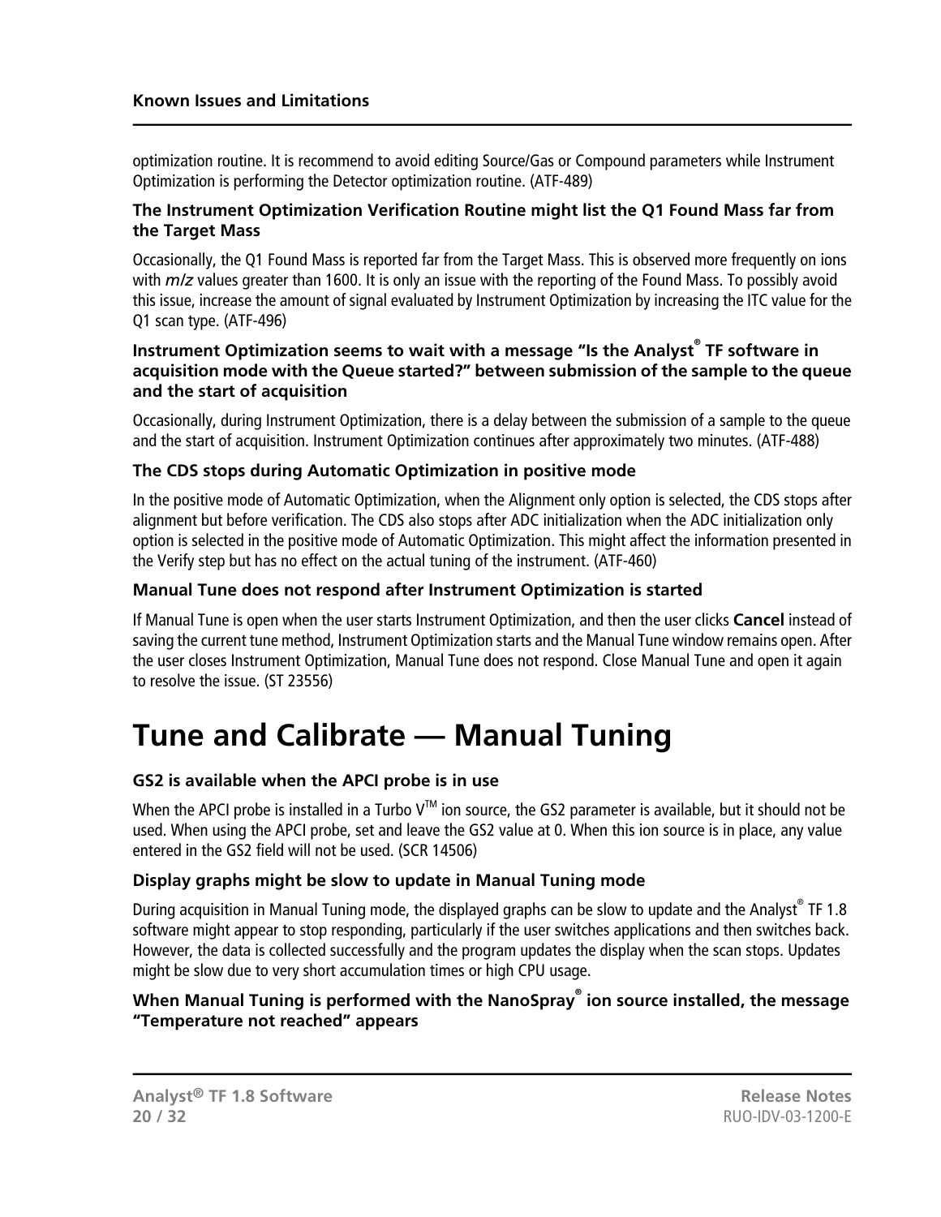optimization routine. It is recommend to avoid editing Source/Gas or Compound parameters while Instrument Optimization is performing the Detector optimization routine. (ATF-489)

### The Instrument Optimization Verification Routine might list the Q1 Found Mass far from the Target Mass

Occasionally, the Q1 Found Mass is reported far from the Target Mass. This is observed more frequently on ions with *m/z* values greater than 1600. It is only an issue with the reporting of the Found Mass. To possibly avoid this issue, increase the amount of signal evaluated by Instrument Optimization by increasing the ITC value for the Q1 scan type. (ATF-496)

### Instrument Optimization seems to wait with a message "Is the Analyst® TF software in acquisition mode with the Queue started?" between submission of the sample to the queue and the start of acquisition

Occasionally, during Instrument Optimization, there is a delay between the submission of a sample to the queue and the start of acquisition. Instrument Optimization continues after approximately two minutes. (ATF-488)

### The CDS stops during Automatic Optimization in positive mode

In the positive mode of Automatic Optimization, when the Alignment only option is selected, the CDS stops after alignment but before verification. The CDS also stops after ADC initialization when the ADC initialization only option is selected in the positive mode of Automatic Optimization. This might affect the information presented in the Verify step but has no effect on the actual tuning of the instrument. (ATF-460)

### Manual Tune does not respond after Instrument Optimization is started

If Manual Tune is open when the user starts Instrument Optimization, and then the user clicks **Cancel** instead of saving the current tune method, Instrument Optimization starts and the Manual Tune window remains open. After the user closes Instrument Optimization, Manual Tune does not respond. Close Manual Tune and open it again to resolve the issue. (ST 23556)

# Tune and Calibrate — Manual Tuning

### GS2 is available when the APCI probe is in use

When the APCI probe is installed in a Turbo V™ ion source, the GS2 parameter is available, but it should not be used. When using the APCI probe, set and leave the GS2 value at 0. When this ion source is in place, any value entered in the GS2 field will not be used. (SCR 14506)

### Display graphs might be slow to update in Manual Tuning mode

During acquisition in Manual Tuning mode, the displayed graphs can be slow to update and the Analyst® TF 1.8 software might appear to stop responding, particularly if the user switches applications and then switches back. However, the data is collected successfully and the program updates the display when the scan stops. Updates might be slow due to very short accumulation times or high CPU usage.

### When Manual Tuning is performed with the NanoSpray® ion source installed, the message "Temperature not reached" appears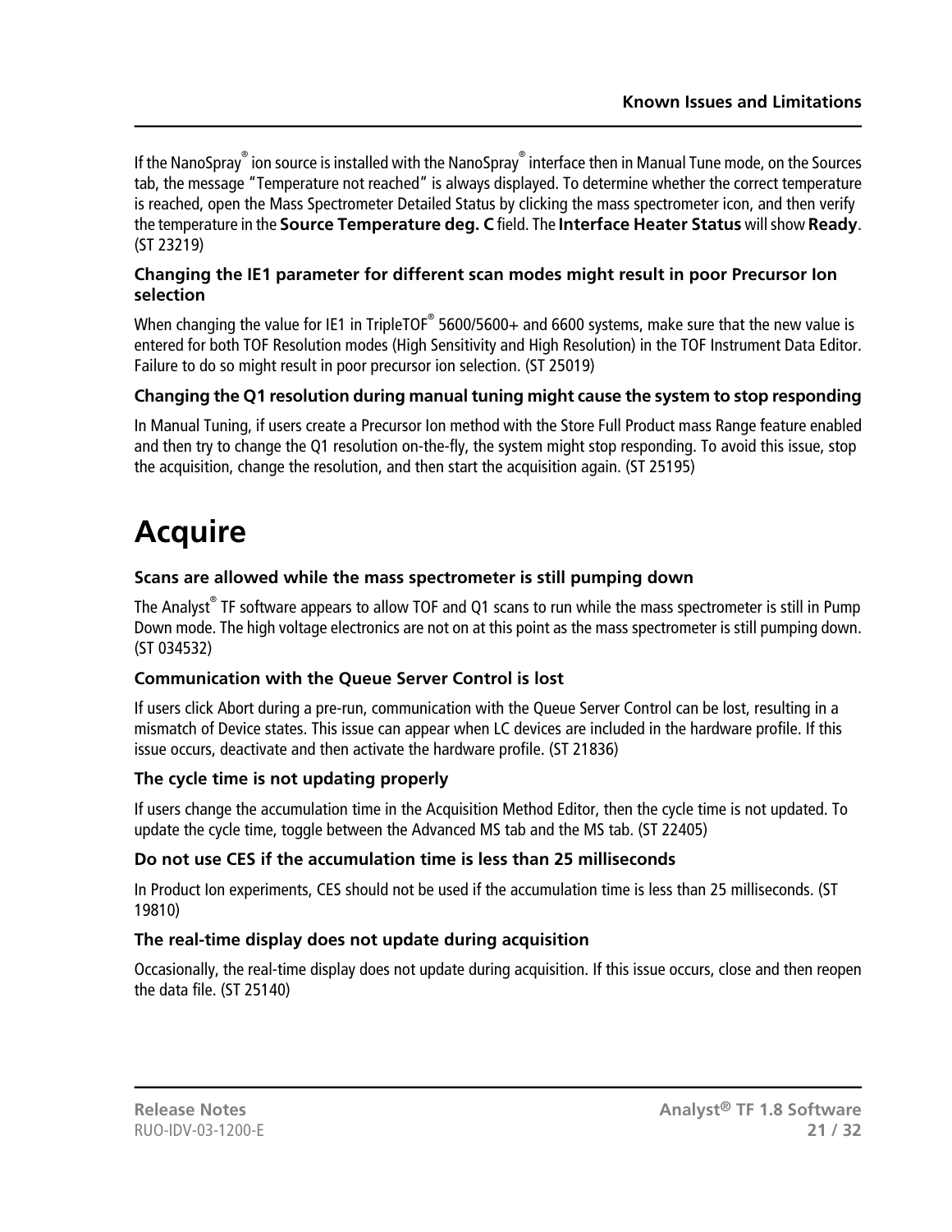If the NanoSpray® ion source is installed with the NanoSpray® interface then in Manual Tune mode, on the Sources tab, the message "Temperature not reached" is always displayed. To determine whether the correct temperature is reached, open the Mass Spectrometer Detailed Status by clicking the mass spectrometer icon, and then verify the temperature in the **Source Temperature deg. C** field. The **Interface Heater Status** will show **Ready**. (ST 23219)

### Changing the IE1 parameter for different scan modes might result in poor Precursor Ion selection

When changing the value for IE1 in TripleTOF® 5600/5600+ and 6600 systems, make sure that the new value is entered for both TOF Resolution modes (High Sensitivity and High Resolution) in the TOF Instrument Data Editor. Failure to do so might result in poor precursor ion selection. (ST 25019)

### Changing the Q1 resolution during manual tuning might cause the system to stop responding

In Manual Tuning, if users create a Precursor Ion method with the Store Full Product mass Range feature enabled and then try to change the Q1 resolution on-the-fly, the system might stop responding. To avoid this issue, stop the acquisition, change the resolution, and then start the acquisition again. (ST 25195)

# Acquire

### Scans are allowed while the mass spectrometer is still pumping down

The Analyst® TF software appears to allow TOF and Q1 scans to run while the mass spectrometer is still in Pump Down mode. The high voltage electronics are not on at this point as the mass spectrometer is still pumping down. (ST 034532)

### Communication with the Queue Server Control is lost

If users click Abort during a pre-run, communication with the Queue Server Control can be lost, resulting in a mismatch of Device states. This issue can appear when LC devices are included in the hardware profile. If this issue occurs, deactivate and then activate the hardware profile. (ST 21836)

### The cycle time is not updating properly

If users change the accumulation time in the Acquisition Method Editor, then the cycle time is not updated. To update the cycle time, toggle between the Advanced MS tab and the MS tab. (ST 22405)

### Do not use CES if the accumulation time is less than 25 milliseconds

In Product Ion experiments, CES should not be used if the accumulation time is less than 25 milliseconds. (ST 19810)

### The real-time display does not update during acquisition

Occasionally, the real-time display does not update during acquisition. If this issue occurs, close and then reopen the data file. (ST 25140)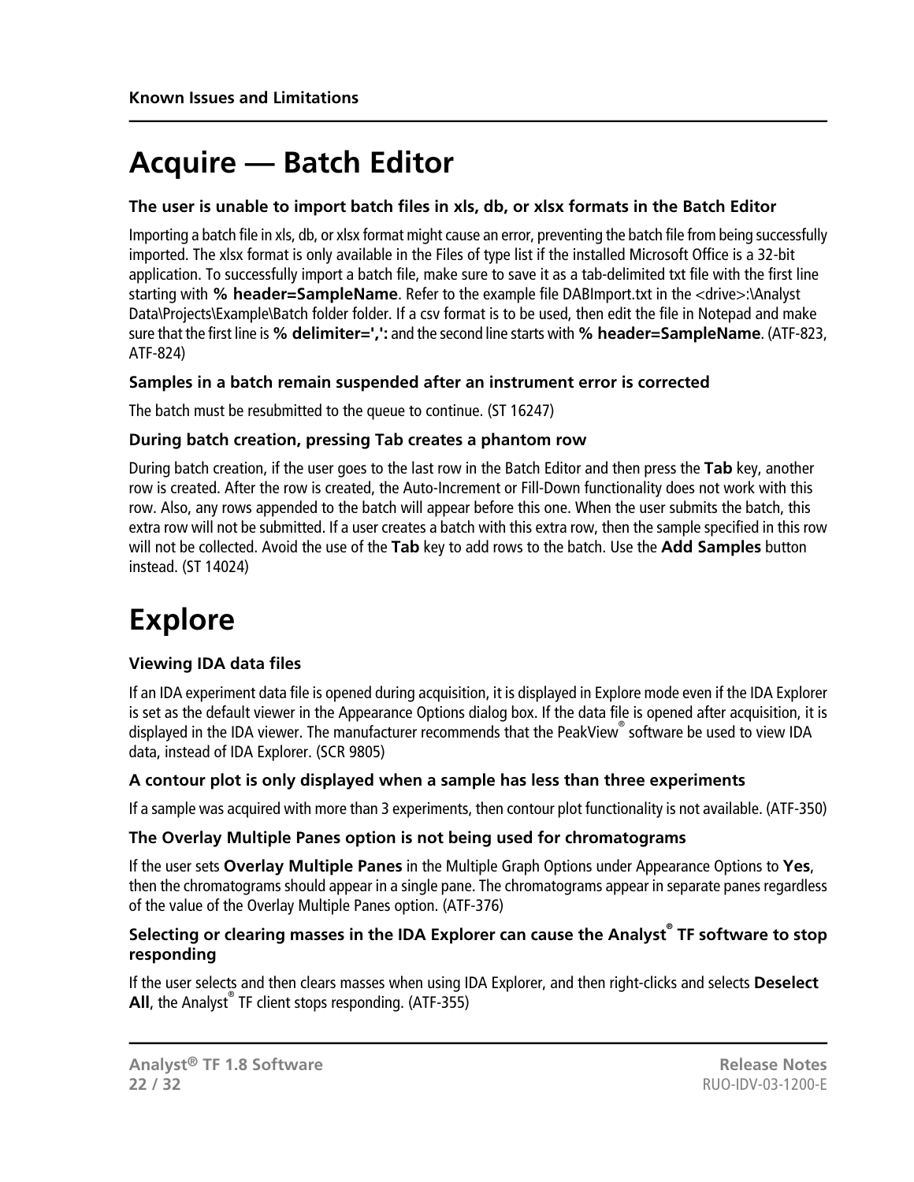# Acquire — Batch Editor

### The user is unable to import batch files in xls, db, or xlsx formats in the Batch Editor

Importing a batch file in xls, db, or xlsx format might cause an error, preventing the batch file from being successfully imported. The xlsx format is only available in the Files of type list if the installed Microsoft Office is a 32-bit application. To successfully import a batch file, make sure to save it as a tab-delimited txt file with the first line starting with **% header=SampleName**. Refer to the example file DABImport.txt in the <drive>:\Analyst Data\Projects\Example\Batch folder folder. If a csv format is to be used, then edit the file in Notepad and make sure that the first line is **% delimiter=',':** and the second line starts with **% header=SampleName**. (ATF-823, ATF-824)

### Samples in a batch remain suspended after an instrument error is corrected

The batch must be resubmitted to the queue to continue. (ST 16247)

### During batch creation, pressing Tab creates a phantom row

During batch creation, if the user goes to the last row in the Batch Editor and then press the **Tab** key, another row is created. After the row is created, the Auto-Increment or Fill-Down functionality does not work with this row. Also, any rows appended to the batch will appear before this one. When the user submits the batch, this extra row will not be submitted. If a user creates a batch with this extra row, then the sample specified in this row will not be collected. Avoid the use of the **Tab** key to add rows to the batch. Use the **Add Samples** button instead. (ST 14024)

# Explore

### Viewing IDA data files

If an IDA experiment data file is opened during acquisition, it is displayed in Explore mode even if the IDA Explorer is set as the default viewer in the Appearance Options dialog box. If the data file is opened after acquisition, it is displayed in the IDA viewer. The manufacturer recommends that the PeakView® software be used to view IDA data, instead of IDA Explorer. (SCR 9805)

### A contour plot is only displayed when a sample has less than three experiments

If a sample was acquired with more than 3 experiments, then contour plot functionality is not available. (ATF-350)

### The Overlay Multiple Panes option is not being used for chromatograms

If the user sets **Overlay Multiple Panes** in the Multiple Graph Options under Appearance Options to **Yes**, then the chromatograms should appear in a single pane. The chromatograms appear in separate panes regardless of the value of the Overlay Multiple Panes option. (ATF-376)

### Selecting or clearing masses in the IDA Explorer can cause the Analyst® TF software to stop responding

If the user selects and then clears masses when using IDA Explorer, and then right-clicks and selects **Deselect All**, the Analyst® TF client stops responding. (ATF-355)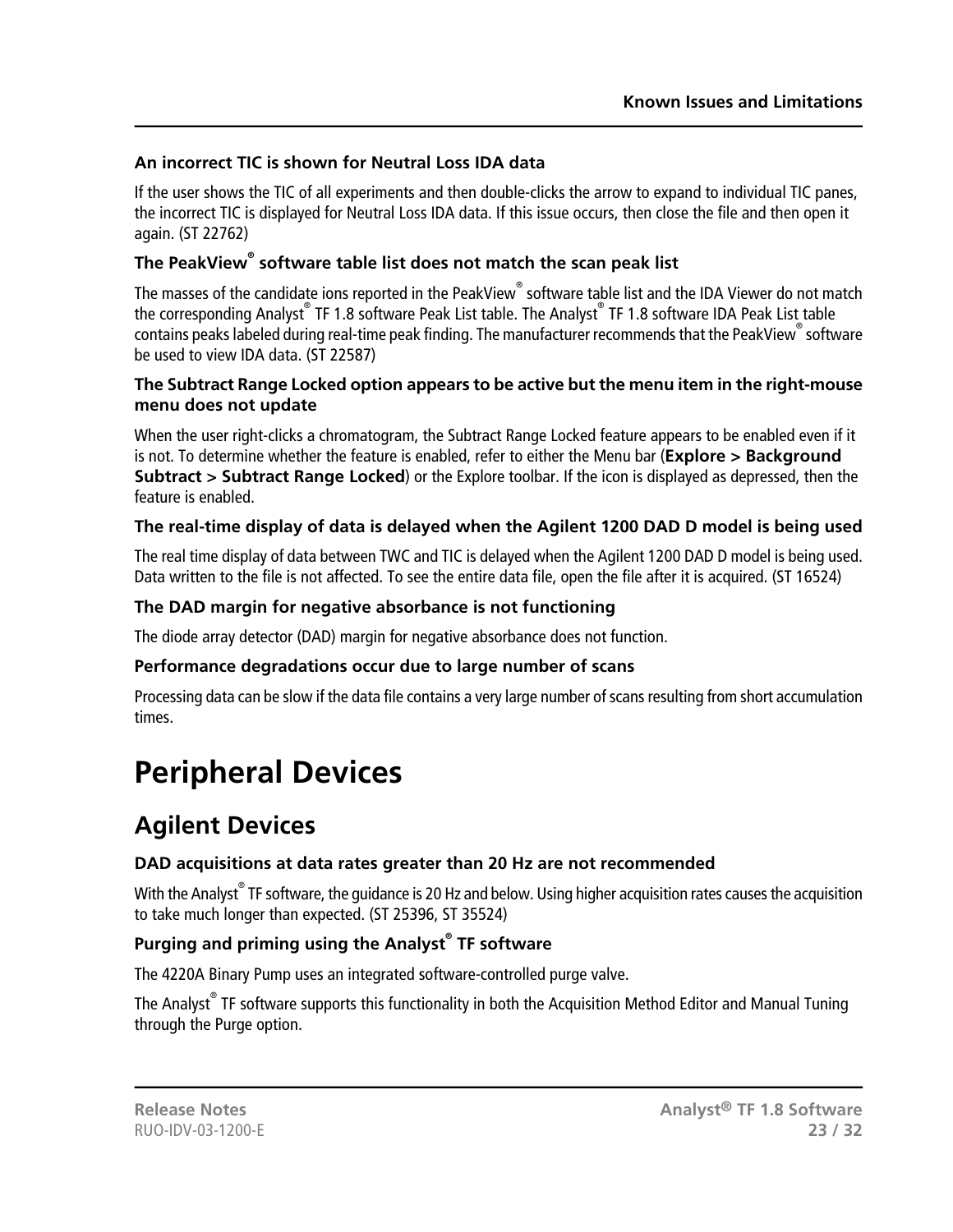#### An incorrect TIC is shown for Neutral Loss IDA data

If the user shows the TIC of all experiments and then double-clicks the arrow to expand to individual TIC panes, the incorrect TIC is displayed for Neutral Loss IDA data. If this issue occurs, then close the file and then open it again. (ST 22762)

#### The PeakView® software table list does not match the scan peak list

The masses of the candidate ions reported in the PeakView® software table list and the IDA Viewer do not match the corresponding Analyst® TF 1.8 software Peak List table. The Analyst® TF 1.8 software IDA Peak List table contains peaks labeled during real-time peak finding. The manufacturer recommends that the PeakView® software be used to view IDA data. (ST 22587)

#### The Subtract Range Locked option appears to be active but the menu item in the right-mouse menu does not update

When the user right-clicks a chromatogram, the Subtract Range Locked feature appears to be enabled even if it is not. To determine whether the feature is enabled, refer to either the Menu bar (**Explore > Background Subtract > Subtract Range Locked**) or the Explore toolbar. If the icon is displayed as depressed, then the feature is enabled.

#### The real-time display of data is delayed when the Agilent 1200 DAD D model is being used

The real time display of data between TWC and TIC is delayed when the Agilent 1200 DAD D model is being used. Data written to the file is not affected. To see the entire data file, open the file after it is acquired. (ST 16524)

#### The DAD margin for negative absorbance is not functioning

The diode array detector (DAD) margin for negative absorbance does not function.

#### Performance degradations occur due to large number of scans

Processing data can be slow if the data file contains a very large number of scans resulting from short accumulation times.

# Peripheral Devices

## Agilent Devices

#### DAD acquisitions at data rates greater than 20 Hz are not recommended

With the Analyst® TF software, the guidance is 20 Hz and below. Using higher acquisition rates causes the acquisition to take much longer than expected. (ST 25396, ST 35524)

#### Purging and priming using the Analyst® TF software

The 4220A Binary Pump uses an integrated software-controlled purge valve.

The Analyst® TF software supports this functionality in both the Acquisition Method Editor and Manual Tuning through the Purge option.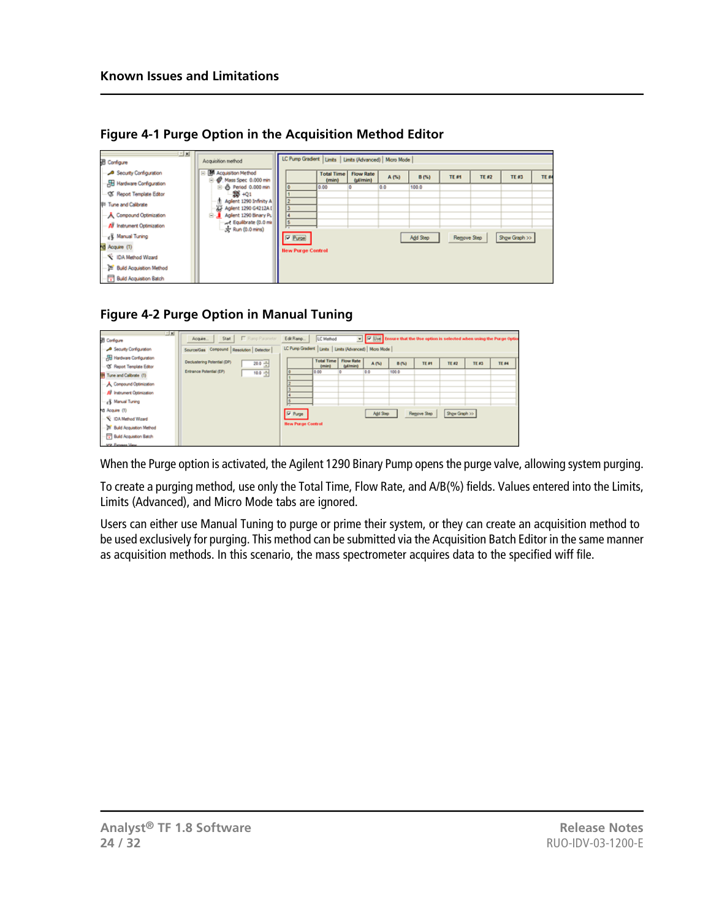### Figure 4-1 Purge Option in the Acquisition Method Editor

### Figure 4-2 Purge Option in Manual Tuning

When the Purge option is activated, the Agilent 1290 Binary Pump opens the purge valve, allowing system purging.

To create a purging method, use only the Total Time, Flow Rate, and A/B(%) fields. Values entered into the Limits, Limits (Advanced), and Micro Mode tabs are ignored.

Users can either use Manual Tuning to purge or prime their system, or they can create an acquisition method to be used exclusively for purging. This method can be submitted via the Acquisition Batch Editor in the same manner as acquisition methods. In this scenario, the mass spectrometer acquires data to the specified wiff file.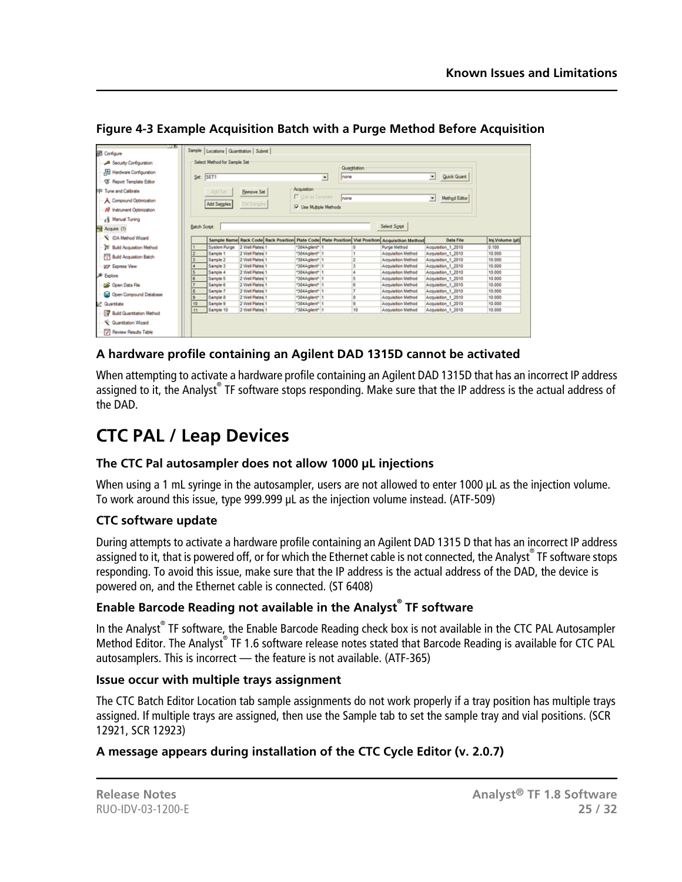**Figure 4-3 Example Acquisition Batch with a Purge Method Before Acquisition**

### A hardware profile containing an Agilent DAD 1315D cannot be activated

When attempting to activate a hardware profile containing an Agilent DAD 1315D that has an incorrect IP address assigned to it, the Analyst® TF software stops responding. Make sure that the IP address is the actual address of the DAD.

## CTC PAL / Leap Devices

### The CTC Pal autosampler does not allow 1000 µL injections

When using a 1 mL syringe in the autosampler, users are not allowed to enter 1000 µL as the injection volume. To work around this issue, type 999.999 µL as the injection volume instead. (ATF-509)

### CTC software update

During attempts to activate a hardware profile containing an Agilent DAD 1315 D that has an incorrect IP address assigned to it, that is powered off, or for which the Ethernet cable is not connected, the Analyst® TF software stops responding. To avoid this issue, make sure that the IP address is the actual address of the DAD, the device is powered on, and the Ethernet cable is connected. (ST 6408)

### Enable Barcode Reading not available in the Analyst® TF software

In the Analyst® TF software, the Enable Barcode Reading check box is not available in the CTC PAL Autosampler Method Editor. The Analyst® TF 1.6 software release notes stated that Barcode Reading is available for CTC PAL autosamplers. This is incorrect — the feature is not available. (ATF-365)

### Issue occur with multiple trays assignment

The CTC Batch Editor Location tab sample assignments do not work properly if a tray position has multiple trays assigned. If multiple trays are assigned, then use the Sample tab to set the sample tray and vial positions. (SCR 12921, SCR 12923)

### A message appears during installation of the CTC Cycle Editor (v. 2.0.7)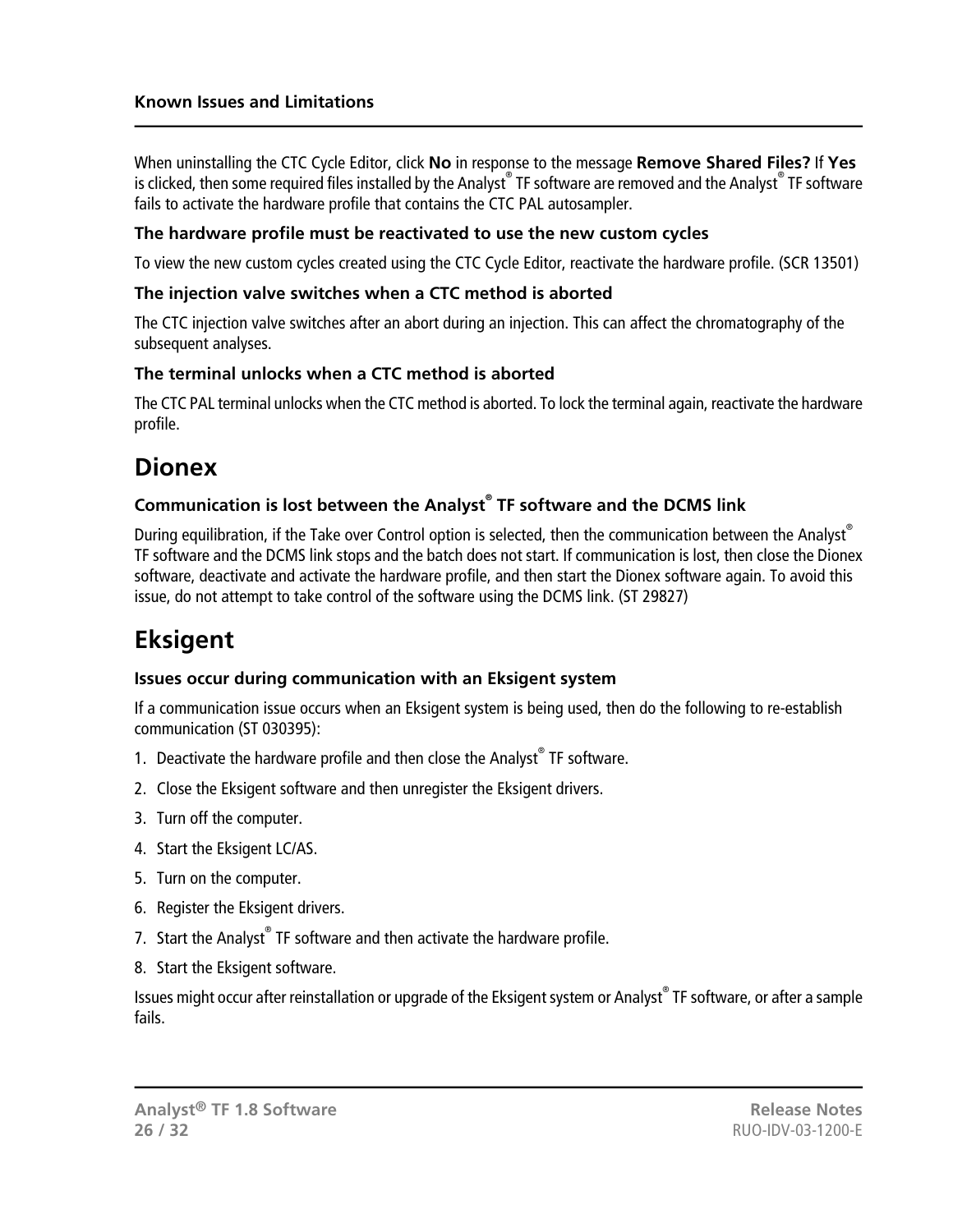When uninstalling the CTC Cycle Editor, click **No** in response to the message **Remove Shared Files?** If **Yes** is clicked, then some required files installed by the Analyst® TF software are removed and the Analyst® TF software fails to activate the hardware profile that contains the CTC PAL autosampler.

### The hardware profile must be reactivated to use the new custom cycles

To view the new custom cycles created using the CTC Cycle Editor, reactivate the hardware profile. (SCR 13501)

### The injection valve switches when a CTC method is aborted

The CTC injection valve switches after an abort during an injection. This can affect the chromatography of the subsequent analyses.

### The terminal unlocks when a CTC method is aborted

The CTC PAL terminal unlocks when the CTC method is aborted. To lock the terminal again, reactivate the hardware profile.

## Dionex

### Communication is lost between the Analyst® TF software and the DCMS link

During equilibration, if the Take over Control option is selected, then the communication between the Analyst® TF software and the DCMS link stops and the batch does not start. If communication is lost, then close the Dionex software, deactivate and activate the hardware profile, and then start the Dionex software again. To avoid this issue, do not attempt to take control of the software using the DCMS link. (ST 29827)

## Eksigent

### Issues occur during communication with an Eksigent system

If a communication issue occurs when an Eksigent system is being used, then do the following to re-establish communication (ST 030395):

1. Deactivate the hardware profile and then close the Analyst® TF software.
2. Close the Eksigent software and then unregister the Eksigent drivers.
3. Turn off the computer.
4. Start the Eksigent LC/AS.
5. Turn on the computer.
6. Register the Eksigent drivers.
7. Start the Analyst® TF software and then activate the hardware profile.
8. Start the Eksigent software.

Issues might occur after reinstallation or upgrade of the Eksigent system or Analyst® TF software, or after a sample fails.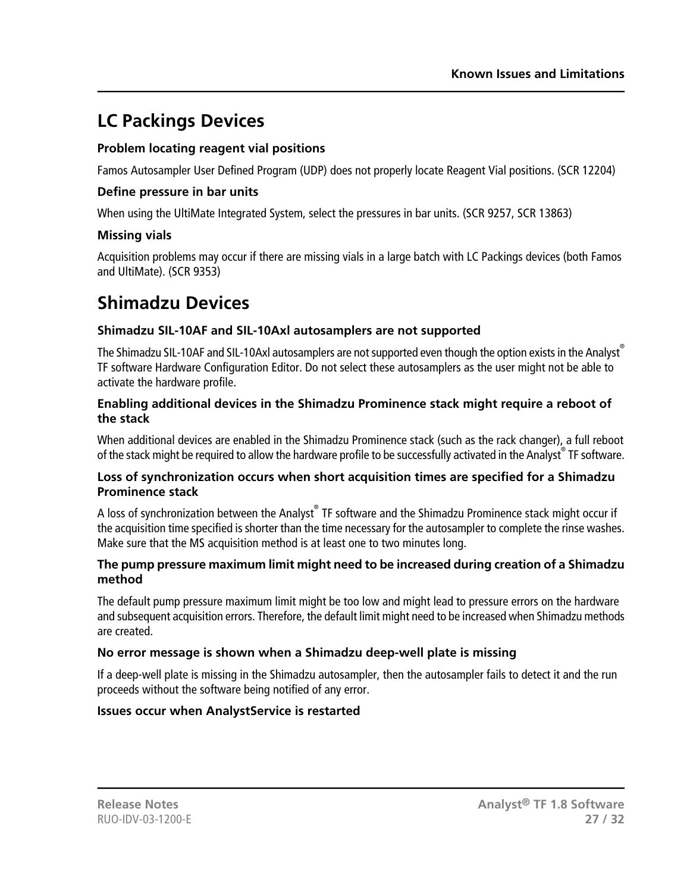## LC Packings Devices

### Problem locating reagent vial positions

Famos Autosampler User Defined Program (UDP) does not properly locate Reagent Vial positions. (SCR 12204)

### Define pressure in bar units

When using the UltiMate Integrated System, select the pressures in bar units. (SCR 9257, SCR 13863)

### Missing vials

Acquisition problems may occur if there are missing vials in a large batch with LC Packings devices (both Famos and UltiMate). (SCR 9353)

## Shimadzu Devices

### Shimadzu SIL-10AF and SIL-10Axl autosamplers are not supported

The Shimadzu SIL-10AF and SIL-10Axl autosamplers are not supported even though the option exists in the Analyst® TF software Hardware Configuration Editor. Do not select these autosamplers as the user might not be able to activate the hardware profile.

### Enabling additional devices in the Shimadzu Prominence stack might require a reboot of the stack

When additional devices are enabled in the Shimadzu Prominence stack (such as the rack changer), a full reboot of the stack might be required to allow the hardware profile to be successfully activated in the Analyst® TF software.

### Loss of synchronization occurs when short acquisition times are specified for a Shimadzu Prominence stack

A loss of synchronization between the Analyst® TF software and the Shimadzu Prominence stack might occur if the acquisition time specified is shorter than the time necessary for the autosampler to complete the rinse washes. Make sure that the MS acquisition method is at least one to two minutes long.

### The pump pressure maximum limit might need to be increased during creation of a Shimadzu method

The default pump pressure maximum limit might be too low and might lead to pressure errors on the hardware and subsequent acquisition errors. Therefore, the default limit might need to be increased when Shimadzu methods are created.

### No error message is shown when a Shimadzu deep-well plate is missing

If a deep-well plate is missing in the Shimadzu autosampler, then the autosampler fails to detect it and the run proceeds without the software being notified of any error.

### Issues occur when AnalystService is restarted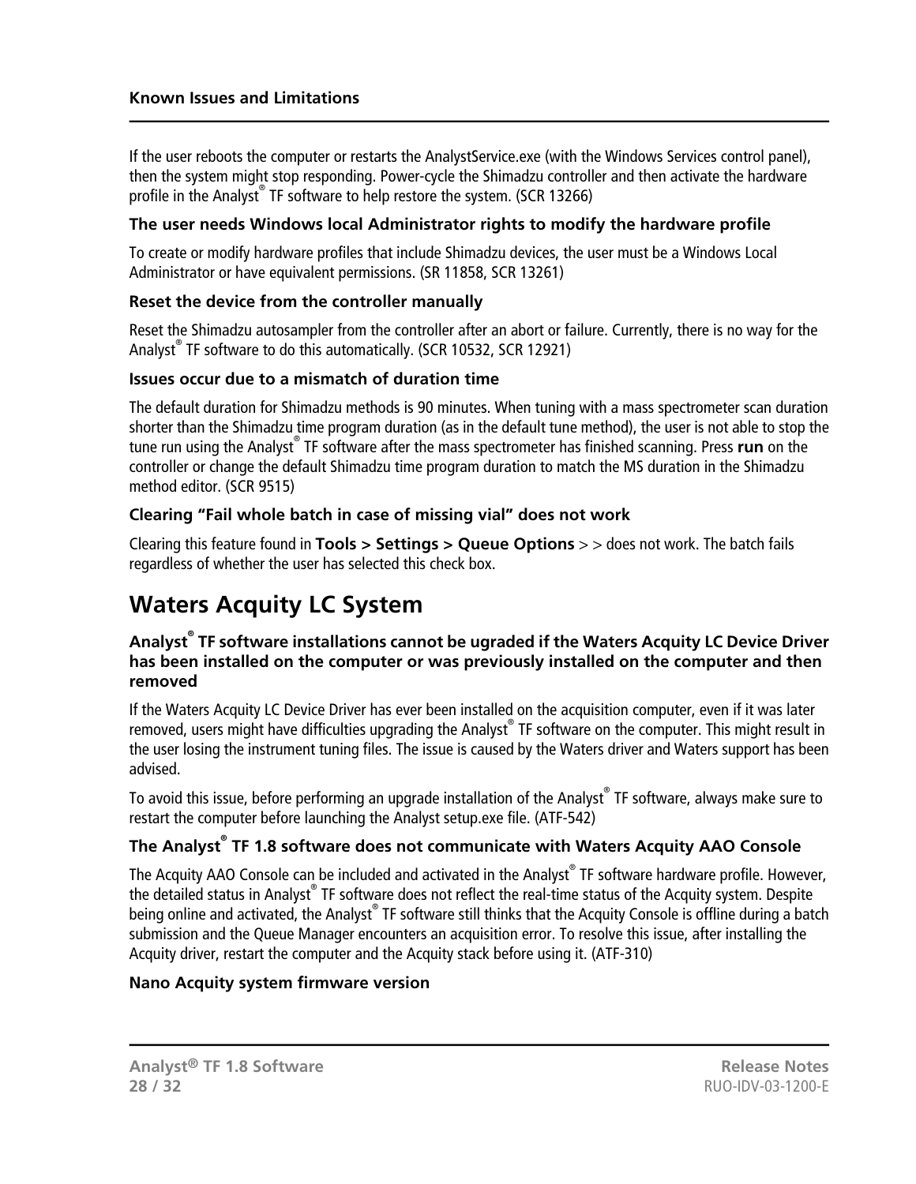If the user reboots the computer or restarts the AnalystService.exe (with the Windows Services control panel), then the system might stop responding. Power-cycle the Shimadzu controller and then activate the hardware profile in the Analyst® TF software to help restore the system. (SCR 13266)

### The user needs Windows local Administrator rights to modify the hardware profile

To create or modify hardware profiles that include Shimadzu devices, the user must be a Windows Local Administrator or have equivalent permissions. (SR 11858, SCR 13261)

### Reset the device from the controller manually

Reset the Shimadzu autosampler from the controller after an abort or failure. Currently, there is no way for the Analyst® TF software to do this automatically. (SCR 10532, SCR 12921)

### Issues occur due to a mismatch of duration time

The default duration for Shimadzu methods is 90 minutes. When tuning with a mass spectrometer scan duration shorter than the Shimadzu time program duration (as in the default tune method), the user is not able to stop the tune run using the Analyst® TF software after the mass spectrometer has finished scanning. Press **run** on the controller or change the default Shimadzu time program duration to match the MS duration in the Shimadzu method editor. (SCR 9515)

### Clearing “Fail whole batch in case of missing vial” does not work

Clearing this feature found in **Tools > Settings > Queue Options** > > does not work. The batch fails regardless of whether the user has selected this check box.

## Waters Acquity LC System

### Analyst® TF software installations cannot be ugraded if the Waters Acquity LC Device Driver has been installed on the computer or was previously installed on the computer and then removed

If the Waters Acquity LC Device Driver has ever been installed on the acquisition computer, even if it was later removed, users might have difficulties upgrading the Analyst® TF software on the computer. This might result in the user losing the instrument tuning files. The issue is caused by the Waters driver and Waters support has been advised.

To avoid this issue, before performing an upgrade installation of the Analyst® TF software, always make sure to restart the computer before launching the Analyst setup.exe file. (ATF-542)

### The Analyst® TF 1.8 software does not communicate with Waters Acquity AAO Console

The Acquity AAO Console can be included and activated in the Analyst® TF software hardware profile. However, the detailed status in Analyst® TF software does not reflect the real-time status of the Acquity system. Despite being online and activated, the Analyst® TF software still thinks that the Acquity Console is offline during a batch submission and the Queue Manager encounters an acquisition error. To resolve this issue, after installing the Acquity driver, restart the computer and the Acquity stack before using it. (ATF-310)

### Nano Acquity system firmware version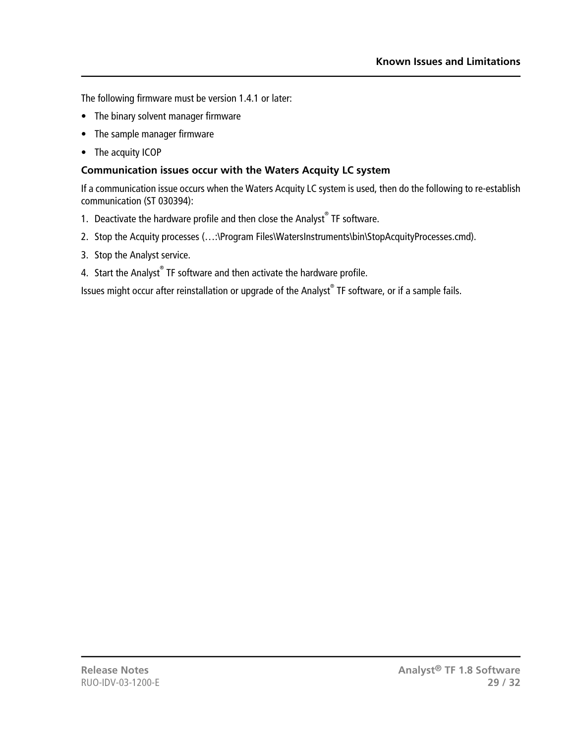The following firmware must be version 1.4.1 or later:

- The binary solvent manager firmware
- The sample manager firmware
- The acquity ICOP

### Communication issues occur with the Waters Acquity LC system

If a communication issue occurs when the Waters Acquity LC system is used, then do the following to re-establish communication (ST 030394):

1. Deactivate the hardware profile and then close the Analyst® TF software.
2. Stop the Acquity processes (…:\Program Files\WatersInstruments\bin\StopAcquityProcesses.cmd).
3. Stop the Analyst service.
4. Start the Analyst® TF software and then activate the hardware profile.

Issues might occur after reinstallation or upgrade of the Analyst® TF software, or if a sample fails.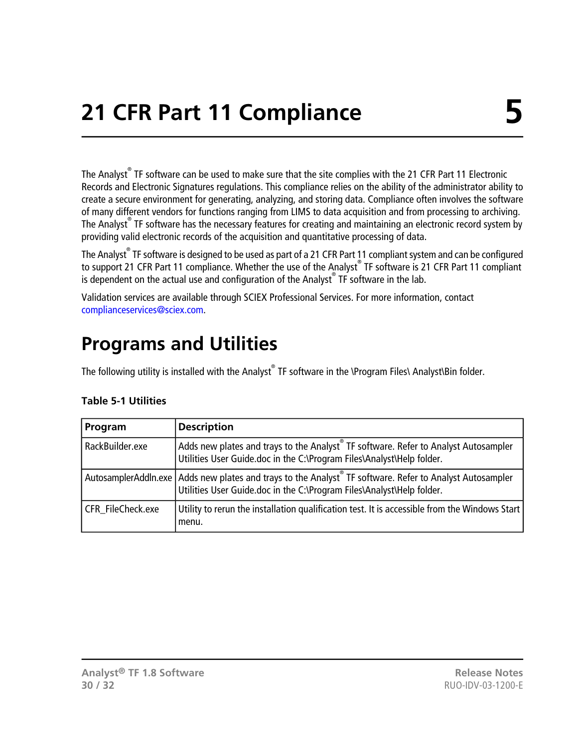# 21 CFR Part 11 Compliance 5

The Analyst® TF software can be used to make sure that the site complies with the 21 CFR Part 11 Electronic Records and Electronic Signatures regulations. This compliance relies on the ability of the administrator ability to create a secure environment for generating, analyzing, and storing data. Compliance often involves the software of many different vendors for functions ranging from LIMS to data acquisition and from processing to archiving. The Analyst® TF software has the necessary features for creating and maintaining an electronic record system by providing valid electronic records of the acquisition and quantitative processing of data.

The Analyst® TF software is designed to be used as part of a 21 CFR Part 11 compliant system and can be configured to support 21 CFR Part 11 compliance. Whether the use of the Analyst® TF software is 21 CFR Part 11 compliant is dependent on the actual use and configuration of the Analyst® TF software in the lab.

Validation services are available through SCIEX Professional Services. For more information, contact complianceservices@sciex.com.

## Programs and Utilities

The following utility is installed with the Analyst® TF software in the \Program Files\ Analyst\Bin folder.

**Table 5-1 Utilities**

| Program | Description |
|---|---|
| RackBuilder.exe | Adds new plates and trays to the Analyst® TF software. Refer to Analyst Autosampler Utilities User Guide.doc in the C:\Program Files\Analyst\Help folder. |
| AutosamplerAddIn.exe | Adds new plates and trays to the Analyst® TF software. Refer to Analyst Autosampler Utilities User Guide.doc in the C:\Program Files\Analyst\Help folder. |
| CFR_FileCheck.exe | Utility to rerun the installation qualification test. It is accessible from the Windows Start menu. |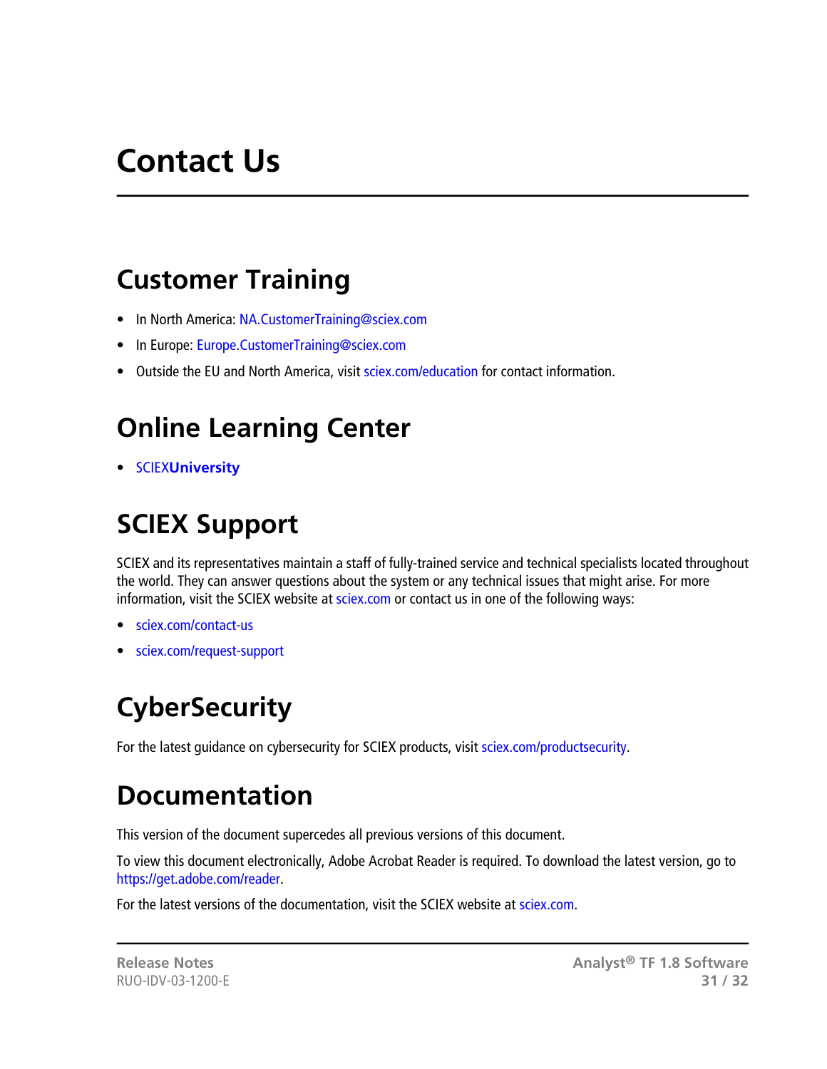# Contact Us

## Customer Training

- In North America: NA.CustomerTraining@sciex.com
- In Europe: Europe.CustomerTraining@sciex.com
- Outside the EU and North America, visit sciex.com/education for contact information.

## Online Learning Center

- SCIEX**University**

## SCIEX Support

SCIEX and its representatives maintain a staff of fully-trained service and technical specialists located throughout the world. They can answer questions about the system or any technical issues that might arise. For more information, visit the SCIEX website at sciex.com or contact us in one of the following ways:

- sciex.com/contact-us
- sciex.com/request-support

## CyberSecurity

For the latest guidance on cybersecurity for SCIEX products, visit sciex.com/productsecurity.

## Documentation

This version of the document supercedes all previous versions of this document.

To view this document electronically, Adobe Acrobat Reader is required. To download the latest version, go to https://get.adobe.com/reader.

For the latest versions of the documentation, visit the SCIEX website at sciex.com.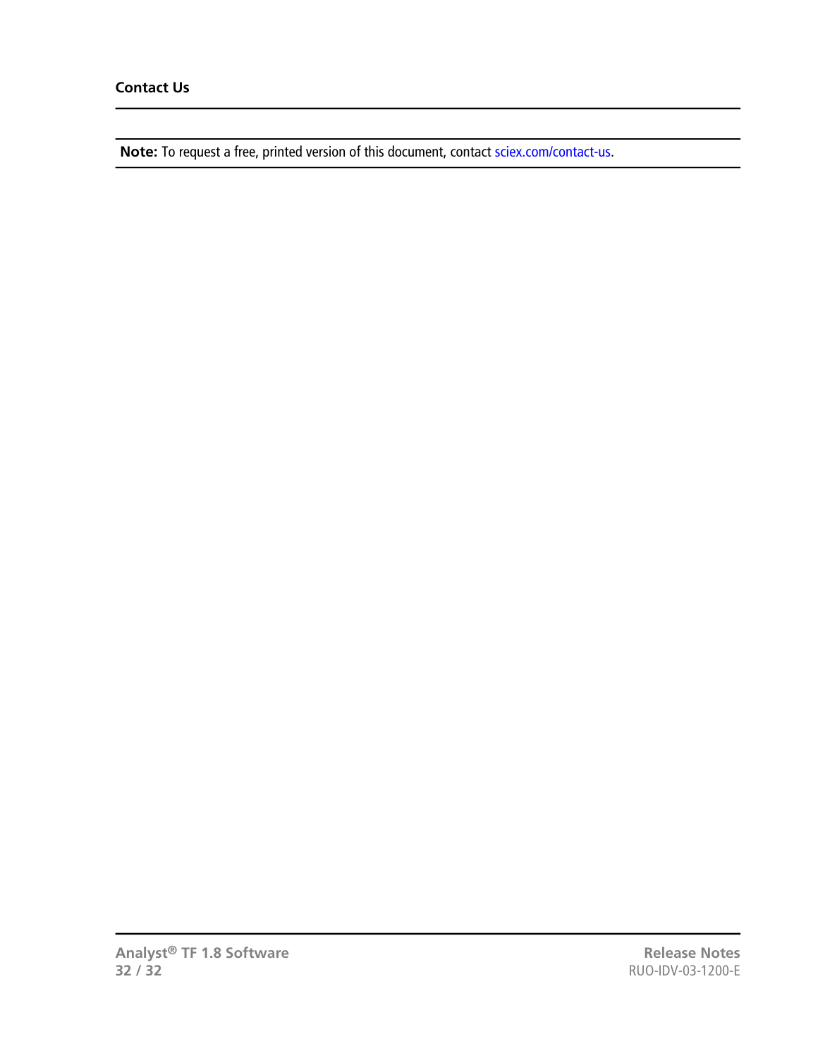## Contact Us

**Note:** To request a free, printed version of this document, contact sciex.com/contact-us.